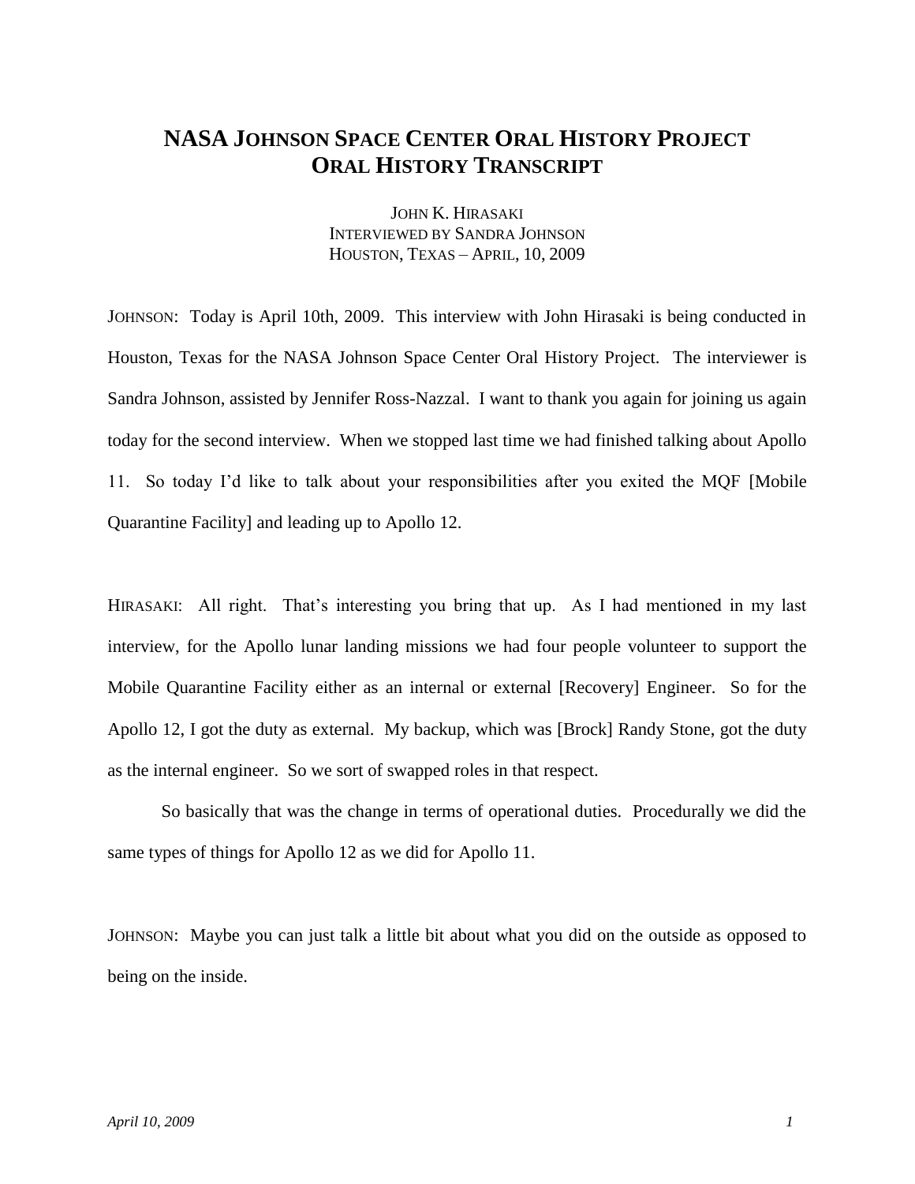# NASA Johnson Space Center Oral History Project
# Oral History Transcript

JOHN K. HIRASAKI
INTERVIEWED BY SANDRA JOHNSON
HOUSTON, TEXAS – APRIL, 10, 2009

JOHNSON: Today is April 10th, 2009. This interview with John Hirasaki is being conducted in Houston, Texas for the NASA Johnson Space Center Oral History Project. The interviewer is Sandra Johnson, assisted by Jennifer Ross-Nazzal. I want to thank you again for joining us again today for the second interview. When we stopped last time we had finished talking about Apollo 11. So today I'd like to talk about your responsibilities after you exited the MQF [Mobile Quarantine Facility] and leading up to Apollo 12.

HIRASAKI: All right. That's interesting you bring that up. As I had mentioned in my last interview, for the Apollo lunar landing missions we had four people volunteer to support the Mobile Quarantine Facility either as an internal or external [Recovery] Engineer. So for the Apollo 12, I got the duty as external. My backup, which was [Brock] Randy Stone, got the duty as the internal engineer. So we sort of swapped roles in that respect.

So basically that was the change in terms of operational duties. Procedurally we did the same types of things for Apollo 12 as we did for Apollo 11.

JOHNSON: Maybe you can just talk a little bit about what you did on the outside as opposed to being on the inside.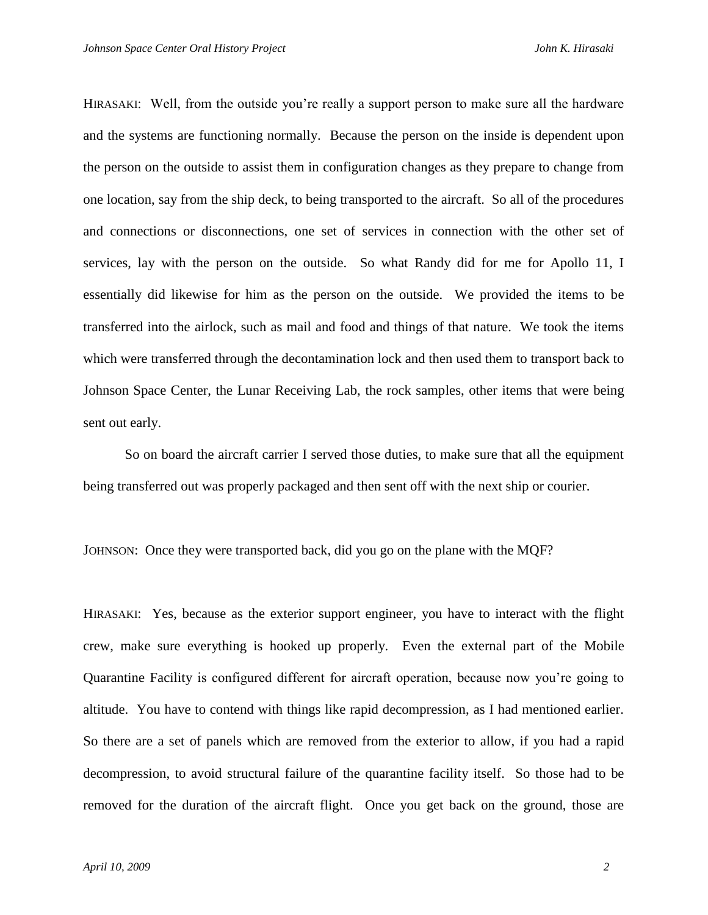HIRASAKI: Well, from the outside you're really a support person to make sure all the hardware and the systems are functioning normally. Because the person on the inside is dependent upon the person on the outside to assist them in configuration changes as they prepare to change from one location, say from the ship deck, to being transported to the aircraft. So all of the procedures and connections or disconnections, one set of services in connection with the other set of services, lay with the person on the outside. So what Randy did for me for Apollo 11, I essentially did likewise for him as the person on the outside. We provided the items to be transferred into the airlock, such as mail and food and things of that nature. We took the items which were transferred through the decontamination lock and then used them to transport back to Johnson Space Center, the Lunar Receiving Lab, the rock samples, other items that were being sent out early.

So on board the aircraft carrier I served those duties, to make sure that all the equipment being transferred out was properly packaged and then sent off with the next ship or courier.

JOHNSON: Once they were transported back, did you go on the plane with the MQF?

HIRASAKI: Yes, because as the exterior support engineer, you have to interact with the flight crew, make sure everything is hooked up properly. Even the external part of the Mobile Quarantine Facility is configured different for aircraft operation, because now you're going to altitude. You have to contend with things like rapid decompression, as I had mentioned earlier. So there are a set of panels which are removed from the exterior to allow, if you had a rapid decompression, to avoid structural failure of the quarantine facility itself. So those had to be removed for the duration of the aircraft flight. Once you get back on the ground, those are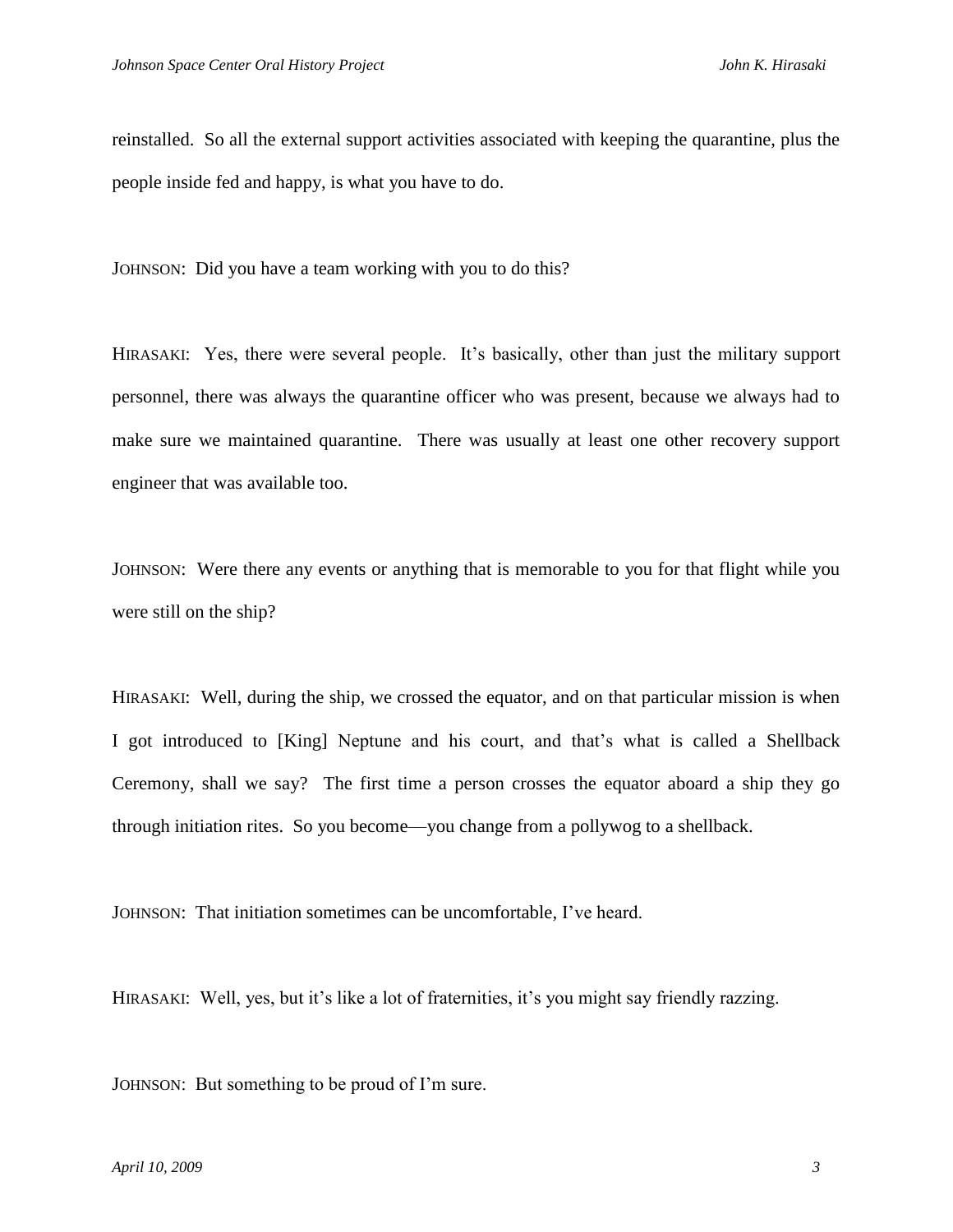reinstalled. So all the external support activities associated with keeping the quarantine, plus the people inside fed and happy, is what you have to do.

JOHNSON: Did you have a team working with you to do this?

HIRASAKI: Yes, there were several people. It's basically, other than just the military support personnel, there was always the quarantine officer who was present, because we always had to make sure we maintained quarantine. There was usually at least one other recovery support engineer that was available too.

JOHNSON: Were there any events or anything that is memorable to you for that flight while you were still on the ship?

HIRASAKI: Well, during the ship, we crossed the equator, and on that particular mission is when I got introduced to [King] Neptune and his court, and that's what is called a Shellback Ceremony, shall we say? The first time a person crosses the equator aboard a ship they go through initiation rites. So you become—you change from a pollywog to a shellback.

JOHNSON: That initiation sometimes can be uncomfortable, I've heard.

HIRASAKI: Well, yes, but it's like a lot of fraternities, it's you might say friendly razzing.

JOHNSON: But something to be proud of I'm sure.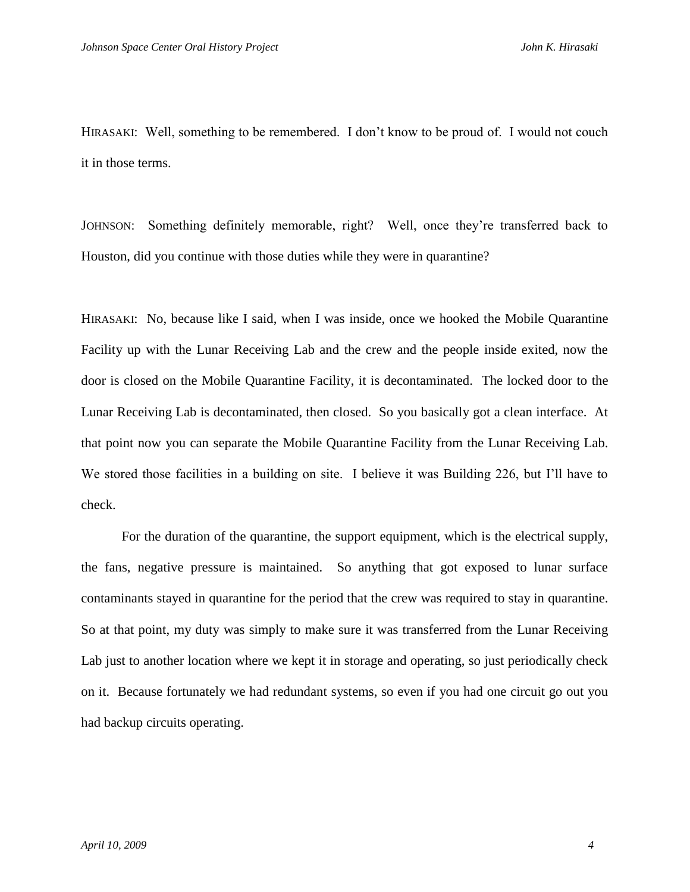HIRASAKI: Well, something to be remembered. I don't know to be proud of. I would not couch it in those terms.

JOHNSON: Something definitely memorable, right? Well, once they're transferred back to Houston, did you continue with those duties while they were in quarantine?

HIRASAKI: No, because like I said, when I was inside, once we hooked the Mobile Quarantine Facility up with the Lunar Receiving Lab and the crew and the people inside exited, now the door is closed on the Mobile Quarantine Facility, it is decontaminated. The locked door to the Lunar Receiving Lab is decontaminated, then closed. So you basically got a clean interface. At that point now you can separate the Mobile Quarantine Facility from the Lunar Receiving Lab. We stored those facilities in a building on site. I believe it was Building 226, but I'll have to check.

For the duration of the quarantine, the support equipment, which is the electrical supply, the fans, negative pressure is maintained. So anything that got exposed to lunar surface contaminants stayed in quarantine for the period that the crew was required to stay in quarantine. So at that point, my duty was simply to make sure it was transferred from the Lunar Receiving Lab just to another location where we kept it in storage and operating, so just periodically check on it. Because fortunately we had redundant systems, so even if you had one circuit go out you had backup circuits operating.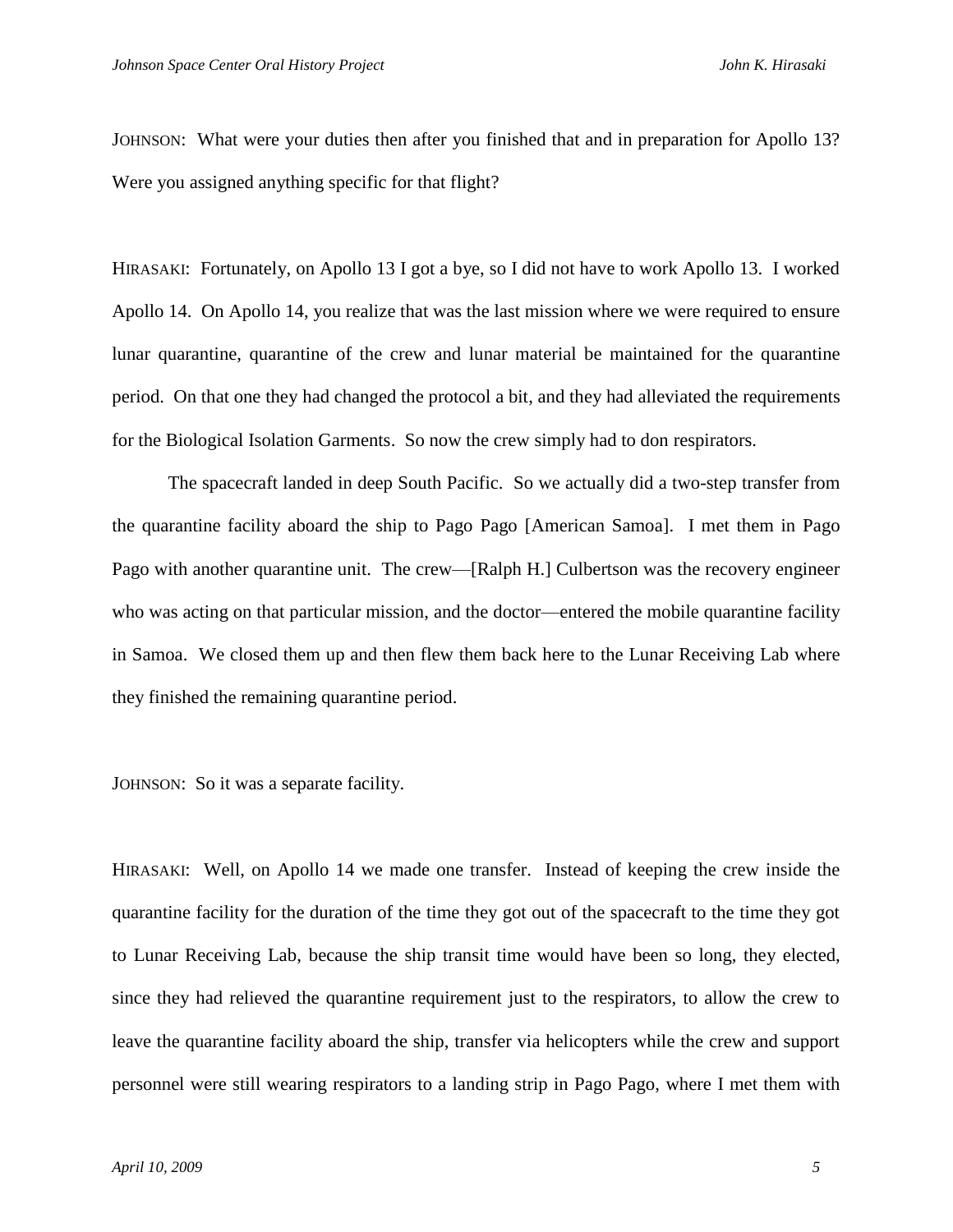JOHNSON: What were your duties then after you finished that and in preparation for Apollo 13? Were you assigned anything specific for that flight?

HIRASAKI: Fortunately, on Apollo 13 I got a bye, so I did not have to work Apollo 13. I worked Apollo 14. On Apollo 14, you realize that was the last mission where we were required to ensure lunar quarantine, quarantine of the crew and lunar material be maintained for the quarantine period. On that one they had changed the protocol a bit, and they had alleviated the requirements for the Biological Isolation Garments. So now the crew simply had to don respirators.

The spacecraft landed in deep South Pacific. So we actually did a two-step transfer from the quarantine facility aboard the ship to Pago Pago [American Samoa]. I met them in Pago Pago with another quarantine unit. The crew—[Ralph H.] Culbertson was the recovery engineer who was acting on that particular mission, and the doctor—entered the mobile quarantine facility in Samoa. We closed them up and then flew them back here to the Lunar Receiving Lab where they finished the remaining quarantine period.

JOHNSON: So it was a separate facility.

HIRASAKI: Well, on Apollo 14 we made one transfer. Instead of keeping the crew inside the quarantine facility for the duration of the time they got out of the spacecraft to the time they got to Lunar Receiving Lab, because the ship transit time would have been so long, they elected, since they had relieved the quarantine requirement just to the respirators, to allow the crew to leave the quarantine facility aboard the ship, transfer via helicopters while the crew and support personnel were still wearing respirators to a landing strip in Pago Pago, where I met them with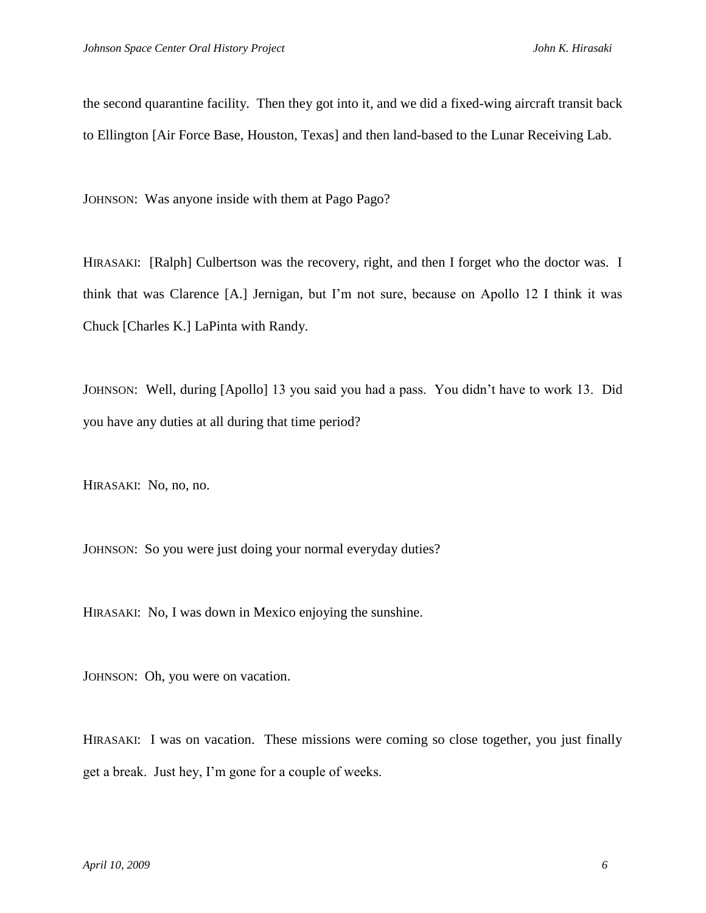the second quarantine facility. Then they got into it, and we did a fixed-wing aircraft transit back to Ellington [Air Force Base, Houston, Texas] and then land-based to the Lunar Receiving Lab.

JOHNSON: Was anyone inside with them at Pago Pago?

HIRASAKI: [Ralph] Culbertson was the recovery, right, and then I forget who the doctor was. I think that was Clarence [A.] Jernigan, but I'm not sure, because on Apollo 12 I think it was Chuck [Charles K.] LaPinta with Randy.

JOHNSON: Well, during [Apollo] 13 you said you had a pass. You didn't have to work 13. Did you have any duties at all during that time period?

HIRASAKI: No, no, no.

JOHNSON: So you were just doing your normal everyday duties?

HIRASAKI: No, I was down in Mexico enjoying the sunshine.

JOHNSON: Oh, you were on vacation.

HIRASAKI: I was on vacation. These missions were coming so close together, you just finally get a break. Just hey, I'm gone for a couple of weeks.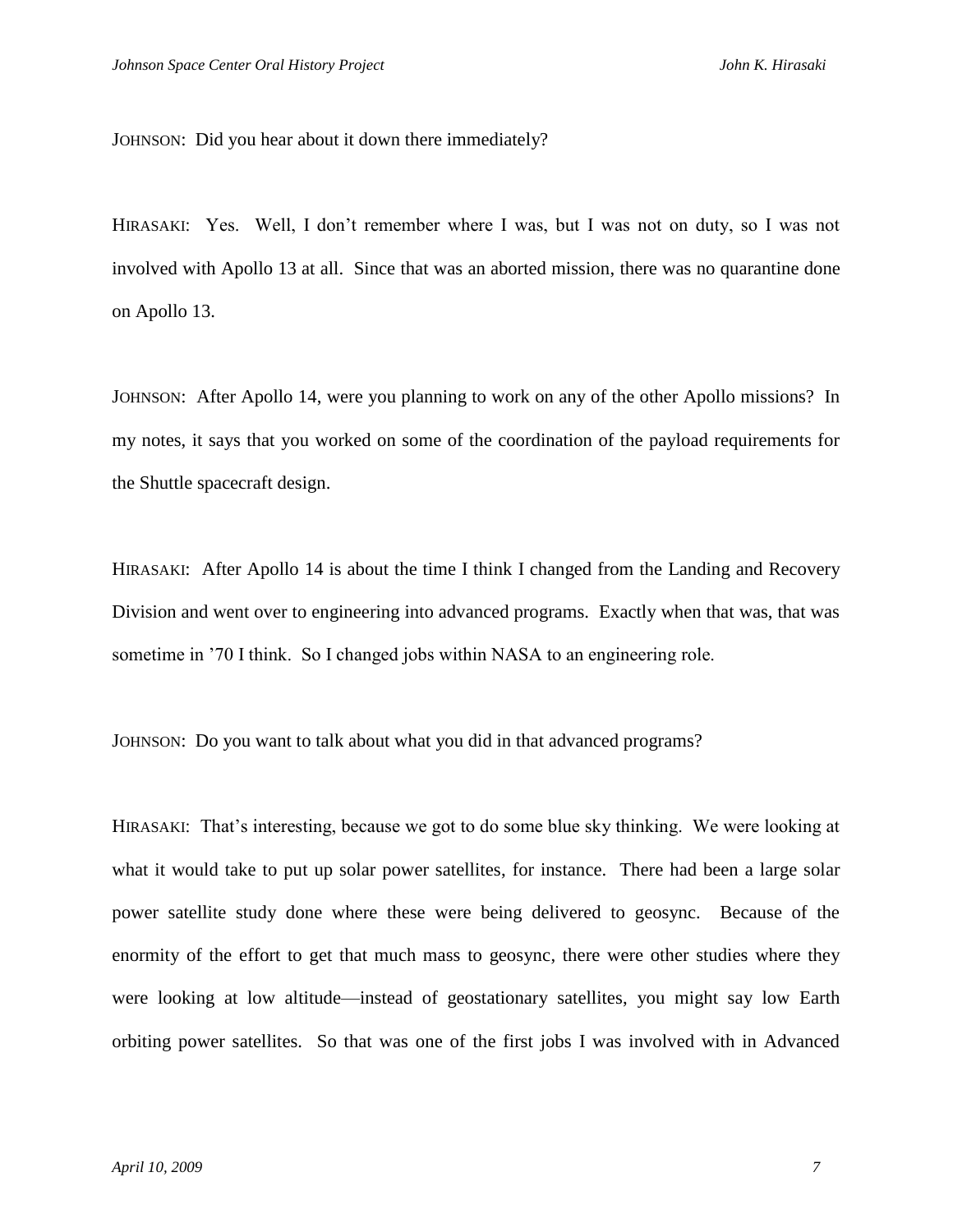JOHNSON: Did you hear about it down there immediately?

HIRASAKI: Yes. Well, I don't remember where I was, but I was not on duty, so I was not involved with Apollo 13 at all. Since that was an aborted mission, there was no quarantine done on Apollo 13.

JOHNSON: After Apollo 14, were you planning to work on any of the other Apollo missions? In my notes, it says that you worked on some of the coordination of the payload requirements for the Shuttle spacecraft design.

HIRASAKI: After Apollo 14 is about the time I think I changed from the Landing and Recovery Division and went over to engineering into advanced programs. Exactly when that was, that was sometime in '70 I think. So I changed jobs within NASA to an engineering role.

JOHNSON: Do you want to talk about what you did in that advanced programs?

HIRASAKI: That's interesting, because we got to do some blue sky thinking. We were looking at what it would take to put up solar power satellites, for instance. There had been a large solar power satellite study done where these were being delivered to geosync. Because of the enormity of the effort to get that much mass to geosync, there were other studies where they were looking at low altitude—instead of geostationary satellites, you might say low Earth orbiting power satellites. So that was one of the first jobs I was involved with in Advanced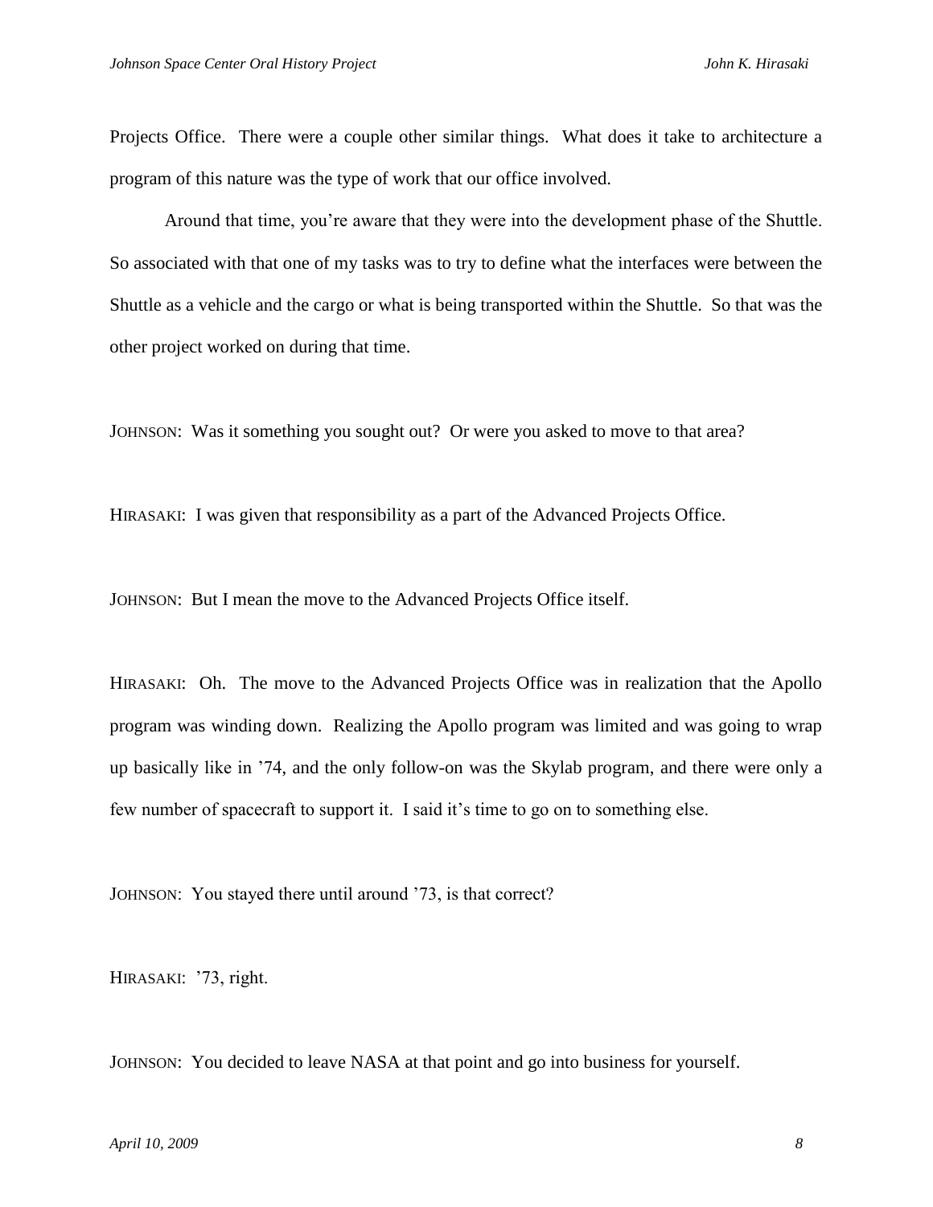Projects Office. There were a couple other similar things. What does it take to architecture a program of this nature was the type of work that our office involved.

Around that time, you're aware that they were into the development phase of the Shuttle. So associated with that one of my tasks was to try to define what the interfaces were between the Shuttle as a vehicle and the cargo or what is being transported within the Shuttle. So that was the other project worked on during that time.

JOHNSON: Was it something you sought out? Or were you asked to move to that area?

HIRASAKI: I was given that responsibility as a part of the Advanced Projects Office.

JOHNSON: But I mean the move to the Advanced Projects Office itself.

HIRASAKI: Oh. The move to the Advanced Projects Office was in realization that the Apollo program was winding down. Realizing the Apollo program was limited and was going to wrap up basically like in '74, and the only follow-on was the Skylab program, and there were only a few number of spacecraft to support it. I said it's time to go on to something else.

JOHNSON: You stayed there until around '73, is that correct?

HIRASAKI: '73, right.

JOHNSON: You decided to leave NASA at that point and go into business for yourself.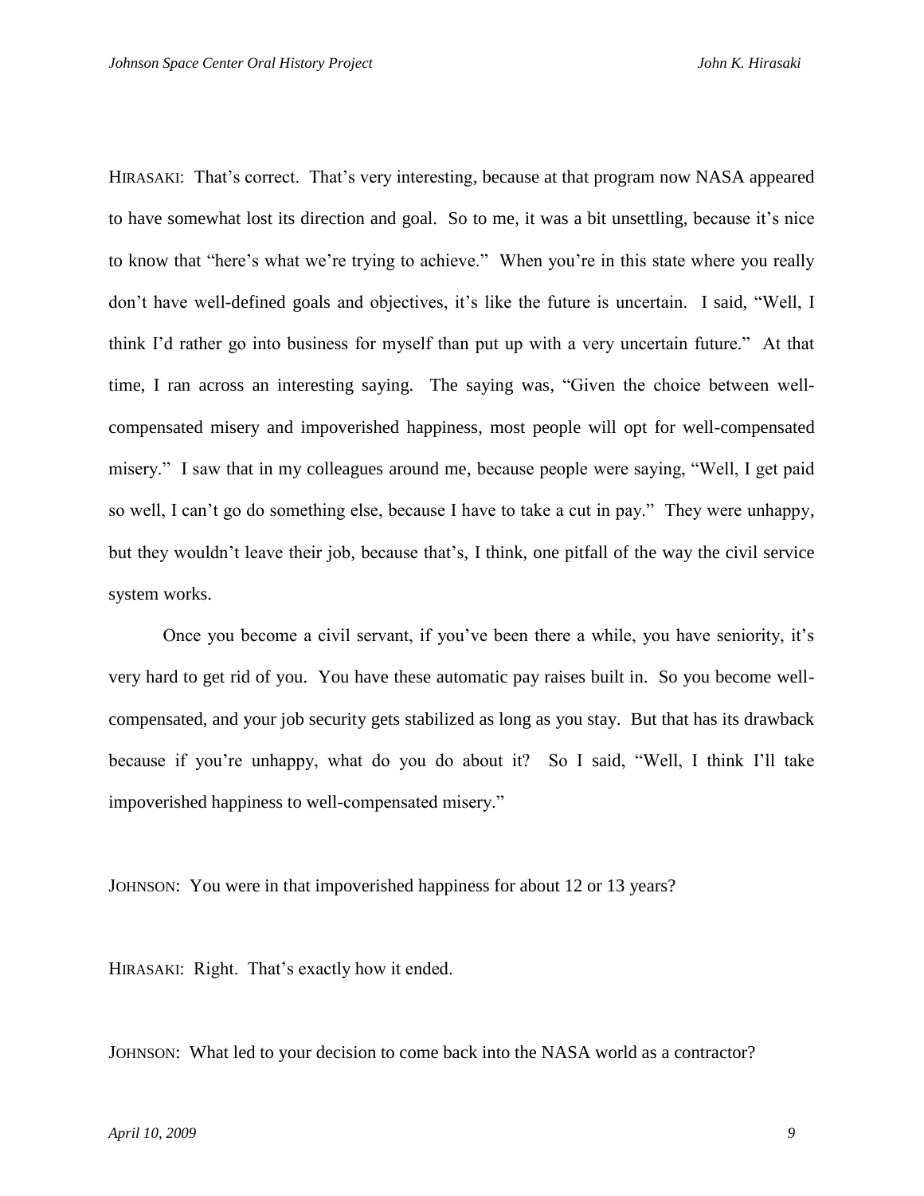HIRASAKI: That's correct. That's very interesting, because at that program now NASA appeared to have somewhat lost its direction and goal. So to me, it was a bit unsettling, because it's nice to know that "here's what we're trying to achieve." When you're in this state where you really don't have well-defined goals and objectives, it's like the future is uncertain. I said, "Well, I think I'd rather go into business for myself than put up with a very uncertain future." At that time, I ran across an interesting saying. The saying was, "Given the choice between well-compensated misery and impoverished happiness, most people will opt for well-compensated misery." I saw that in my colleagues around me, because people were saying, "Well, I get paid so well, I can't go do something else, because I have to take a cut in pay." They were unhappy, but they wouldn't leave their job, because that's, I think, one pitfall of the way the civil service system works.

Once you become a civil servant, if you've been there a while, you have seniority, it's very hard to get rid of you. You have these automatic pay raises built in. So you become well-compensated, and your job security gets stabilized as long as you stay. But that has its drawback because if you're unhappy, what do you do about it? So I said, "Well, I think I'll take impoverished happiness to well-compensated misery."

JOHNSON: You were in that impoverished happiness for about 12 or 13 years?

HIRASAKI: Right. That's exactly how it ended.

JOHNSON: What led to your decision to come back into the NASA world as a contractor?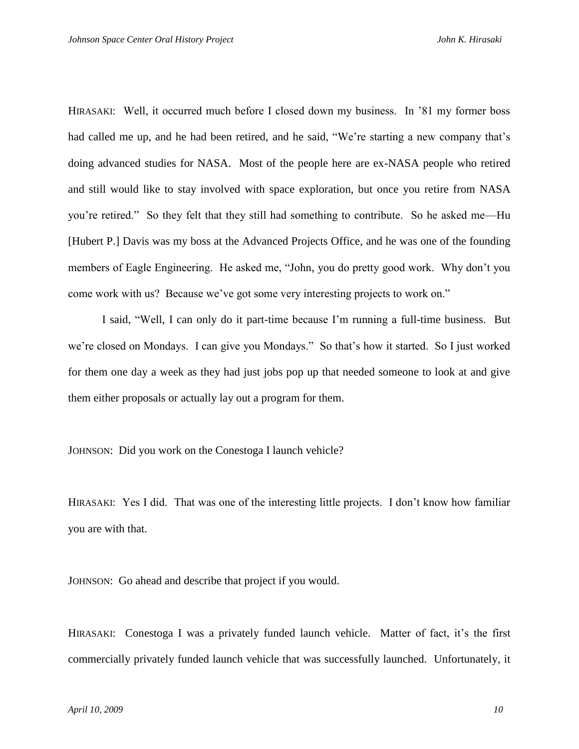HIRASAKI: Well, it occurred much before I closed down my business. In '81 my former boss had called me up, and he had been retired, and he said, "We're starting a new company that's doing advanced studies for NASA. Most of the people here are ex-NASA people who retired and still would like to stay involved with space exploration, but once you retire from NASA you're retired." So they felt that they still had something to contribute. So he asked me—Hu [Hubert P.] Davis was my boss at the Advanced Projects Office, and he was one of the founding members of Eagle Engineering. He asked me, "John, you do pretty good work. Why don't you come work with us? Because we've got some very interesting projects to work on."

I said, "Well, I can only do it part-time because I'm running a full-time business. But we're closed on Mondays. I can give you Mondays." So that's how it started. So I just worked for them one day a week as they had just jobs pop up that needed someone to look at and give them either proposals or actually lay out a program for them.

JOHNSON: Did you work on the Conestoga I launch vehicle?

HIRASAKI: Yes I did. That was one of the interesting little projects. I don't know how familiar you are with that.

JOHNSON: Go ahead and describe that project if you would.

HIRASAKI: Conestoga I was a privately funded launch vehicle. Matter of fact, it's the first commercially privately funded launch vehicle that was successfully launched. Unfortunately, it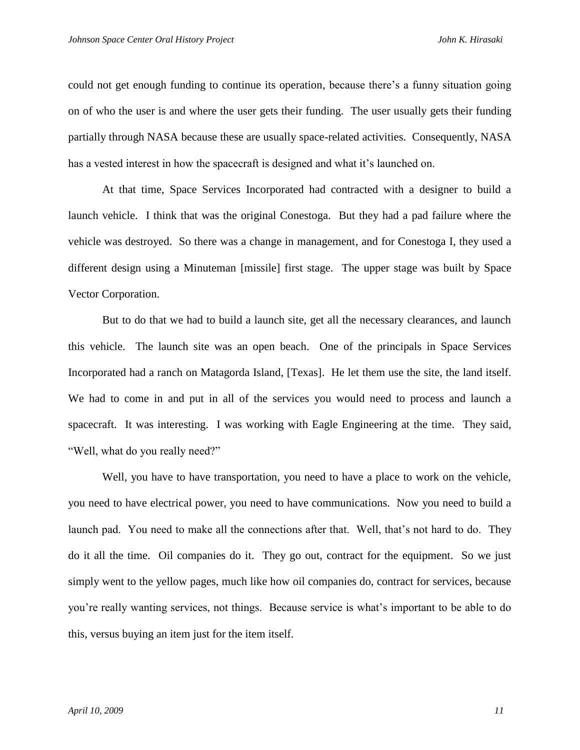could not get enough funding to continue its operation, because there's a funny situation going on of who the user is and where the user gets their funding. The user usually gets their funding partially through NASA because these are usually space-related activities. Consequently, NASA has a vested interest in how the spacecraft is designed and what it's launched on.

At that time, Space Services Incorporated had contracted with a designer to build a launch vehicle. I think that was the original Conestoga. But they had a pad failure where the vehicle was destroyed. So there was a change in management, and for Conestoga I, they used a different design using a Minuteman [missile] first stage. The upper stage was built by Space Vector Corporation.

But to do that we had to build a launch site, get all the necessary clearances, and launch this vehicle. The launch site was an open beach. One of the principals in Space Services Incorporated had a ranch on Matagorda Island, [Texas]. He let them use the site, the land itself. We had to come in and put in all of the services you would need to process and launch a spacecraft. It was interesting. I was working with Eagle Engineering at the time. They said, "Well, what do you really need?"

Well, you have to have transportation, you need to have a place to work on the vehicle, you need to have electrical power, you need to have communications. Now you need to build a launch pad. You need to make all the connections after that. Well, that's not hard to do. They do it all the time. Oil companies do it. They go out, contract for the equipment. So we just simply went to the yellow pages, much like how oil companies do, contract for services, because you're really wanting services, not things. Because service is what's important to be able to do this, versus buying an item just for the item itself.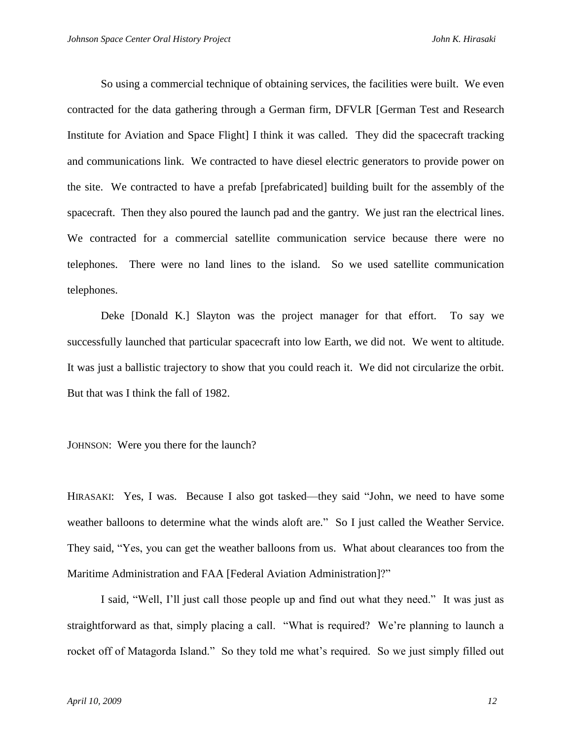So using a commercial technique of obtaining services, the facilities were built. We even contracted for the data gathering through a German firm, DFVLR [German Test and Research Institute for Aviation and Space Flight] I think it was called. They did the spacecraft tracking and communications link. We contracted to have diesel electric generators to provide power on the site. We contracted to have a prefab [prefabricated] building built for the assembly of the spacecraft. Then they also poured the launch pad and the gantry. We just ran the electrical lines. We contracted for a commercial satellite communication service because there were no telephones. There were no land lines to the island. So we used satellite communication telephones.

Deke [Donald K.] Slayton was the project manager for that effort. To say we successfully launched that particular spacecraft into low Earth, we did not. We went to altitude. It was just a ballistic trajectory to show that you could reach it. We did not circularize the orbit. But that was I think the fall of 1982.

JOHNSON: Were you there for the launch?

HIRASAKI: Yes, I was. Because I also got tasked—they said "John, we need to have some weather balloons to determine what the winds aloft are." So I just called the Weather Service. They said, "Yes, you can get the weather balloons from us. What about clearances too from the Maritime Administration and FAA [Federal Aviation Administration]?"

I said, "Well, I'll just call those people up and find out what they need." It was just as straightforward as that, simply placing a call. "What is required? We're planning to launch a rocket off of Matagorda Island." So they told me what's required. So we just simply filled out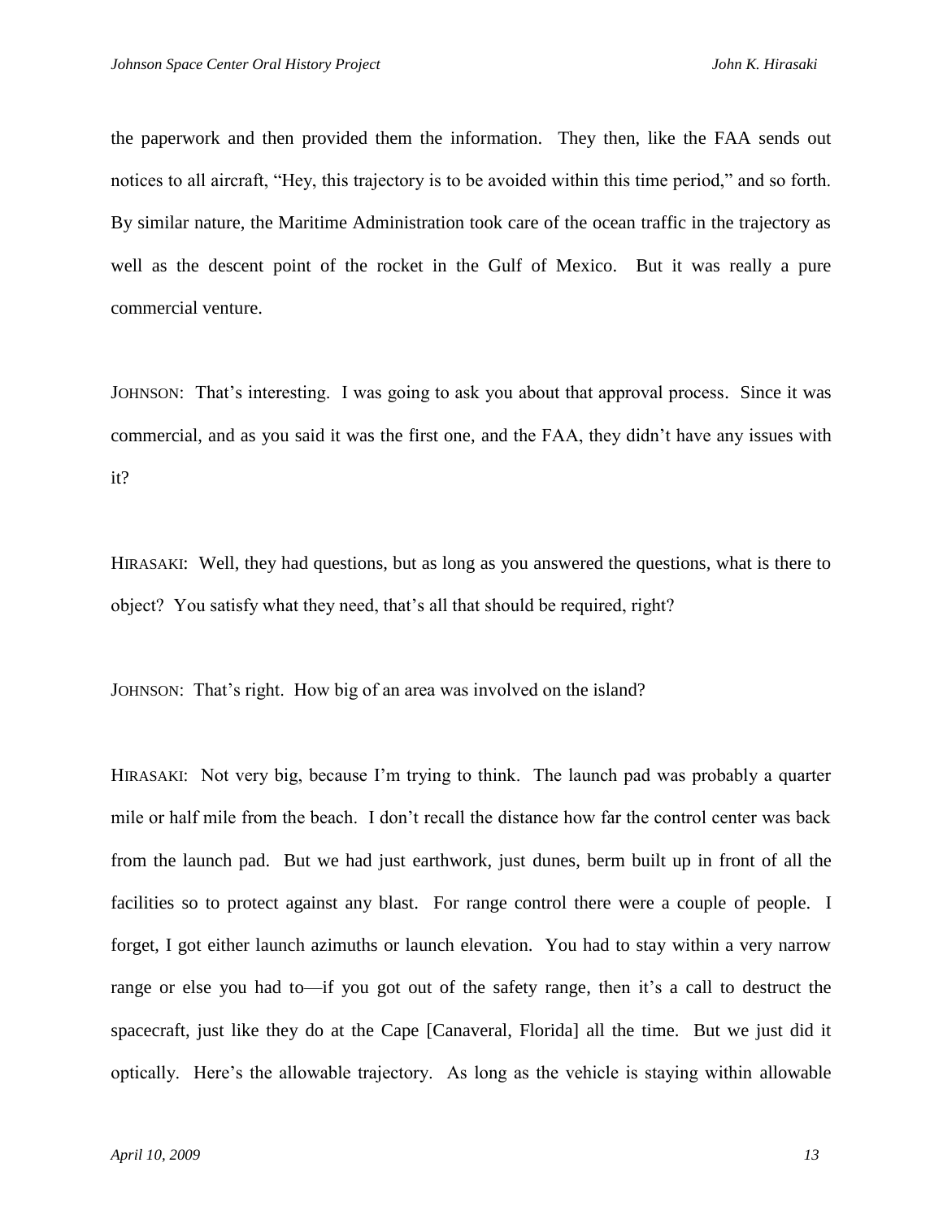the paperwork and then provided them the information. They then, like the FAA sends out notices to all aircraft, "Hey, this trajectory is to be avoided within this time period," and so forth. By similar nature, the Maritime Administration took care of the ocean traffic in the trajectory as well as the descent point of the rocket in the Gulf of Mexico. But it was really a pure commercial venture.

JOHNSON: That's interesting. I was going to ask you about that approval process. Since it was commercial, and as you said it was the first one, and the FAA, they didn't have any issues with it?

HIRASAKI: Well, they had questions, but as long as you answered the questions, what is there to object? You satisfy what they need, that's all that should be required, right?

JOHNSON: That's right. How big of an area was involved on the island?

HIRASAKI: Not very big, because I'm trying to think. The launch pad was probably a quarter mile or half mile from the beach. I don't recall the distance how far the control center was back from the launch pad. But we had just earthwork, just dunes, berm built up in front of all the facilities so to protect against any blast. For range control there were a couple of people. I forget, I got either launch azimuths or launch elevation. You had to stay within a very narrow range or else you had to—if you got out of the safety range, then it's a call to destruct the spacecraft, just like they do at the Cape [Canaveral, Florida] all the time. But we just did it optically. Here's the allowable trajectory. As long as the vehicle is staying within allowable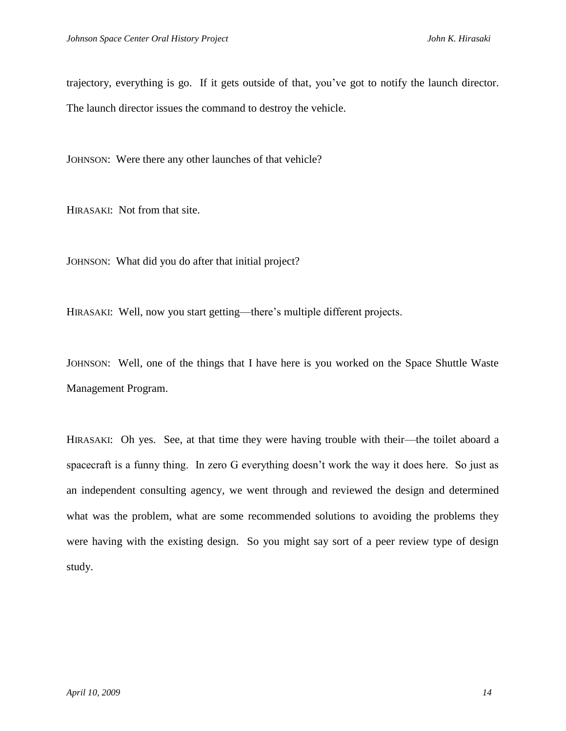trajectory, everything is go. If it gets outside of that, you've got to notify the launch director. The launch director issues the command to destroy the vehicle.

JOHNSON: Were there any other launches of that vehicle?

HIRASAKI: Not from that site.

JOHNSON: What did you do after that initial project?

HIRASAKI: Well, now you start getting—there's multiple different projects.

JOHNSON: Well, one of the things that I have here is you worked on the Space Shuttle Waste Management Program.

HIRASAKI: Oh yes. See, at that time they were having trouble with their—the toilet aboard a spacecraft is a funny thing. In zero G everything doesn't work the way it does here. So just as an independent consulting agency, we went through and reviewed the design and determined what was the problem, what are some recommended solutions to avoiding the problems they were having with the existing design. So you might say sort of a peer review type of design study.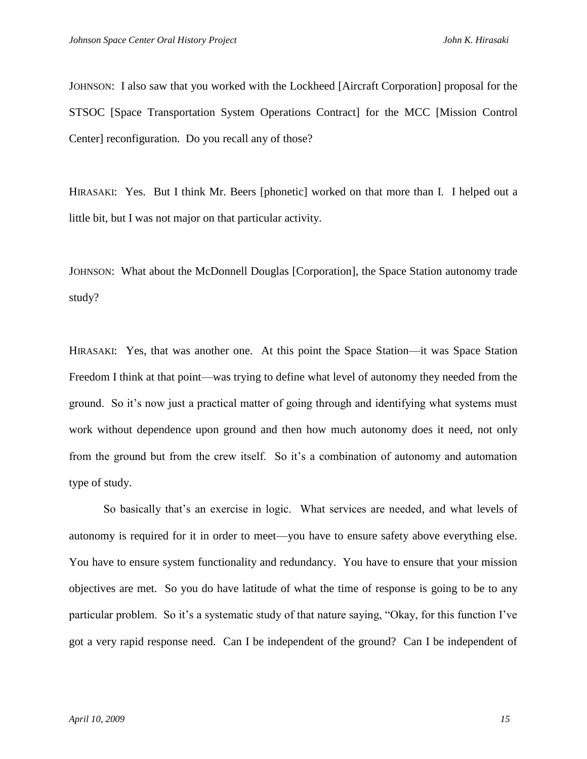JOHNSON: I also saw that you worked with the Lockheed [Aircraft Corporation] proposal for the STSOC [Space Transportation System Operations Contract] for the MCC [Mission Control Center] reconfiguration. Do you recall any of those?

HIRASAKI: Yes. But I think Mr. Beers [phonetic] worked on that more than I. I helped out a little bit, but I was not major on that particular activity.

JOHNSON: What about the McDonnell Douglas [Corporation], the Space Station autonomy trade study?

HIRASAKI: Yes, that was another one. At this point the Space Station—it was Space Station Freedom I think at that point—was trying to define what level of autonomy they needed from the ground. So it's now just a practical matter of going through and identifying what systems must work without dependence upon ground and then how much autonomy does it need, not only from the ground but from the crew itself. So it's a combination of autonomy and automation type of study.

So basically that's an exercise in logic. What services are needed, and what levels of autonomy is required for it in order to meet—you have to ensure safety above everything else. You have to ensure system functionality and redundancy. You have to ensure that your mission objectives are met. So you do have latitude of what the time of response is going to be to any particular problem. So it's a systematic study of that nature saying, "Okay, for this function I've got a very rapid response need. Can I be independent of the ground? Can I be independent of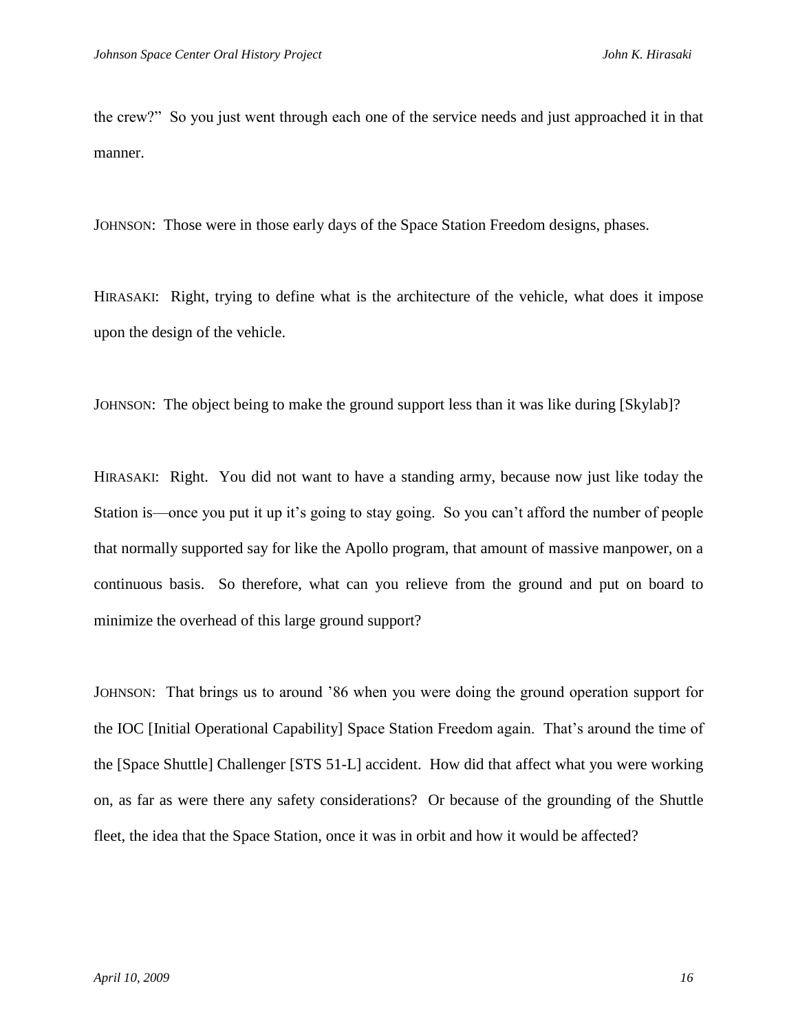the crew?" So you just went through each one of the service needs and just approached it in that manner.

JOHNSON: Those were in those early days of the Space Station Freedom designs, phases.

HIRASAKI: Right, trying to define what is the architecture of the vehicle, what does it impose upon the design of the vehicle.

JOHNSON: The object being to make the ground support less than it was like during [Skylab]?

HIRASAKI: Right. You did not want to have a standing army, because now just like today the Station is—once you put it up it's going to stay going. So you can't afford the number of people that normally supported say for like the Apollo program, that amount of massive manpower, on a continuous basis. So therefore, what can you relieve from the ground and put on board to minimize the overhead of this large ground support?

JOHNSON: That brings us to around '86 when you were doing the ground operation support for the IOC [Initial Operational Capability] Space Station Freedom again. That's around the time of the [Space Shuttle] Challenger [STS 51-L] accident. How did that affect what you were working on, as far as were there any safety considerations? Or because of the grounding of the Shuttle fleet, the idea that the Space Station, once it was in orbit and how it would be affected?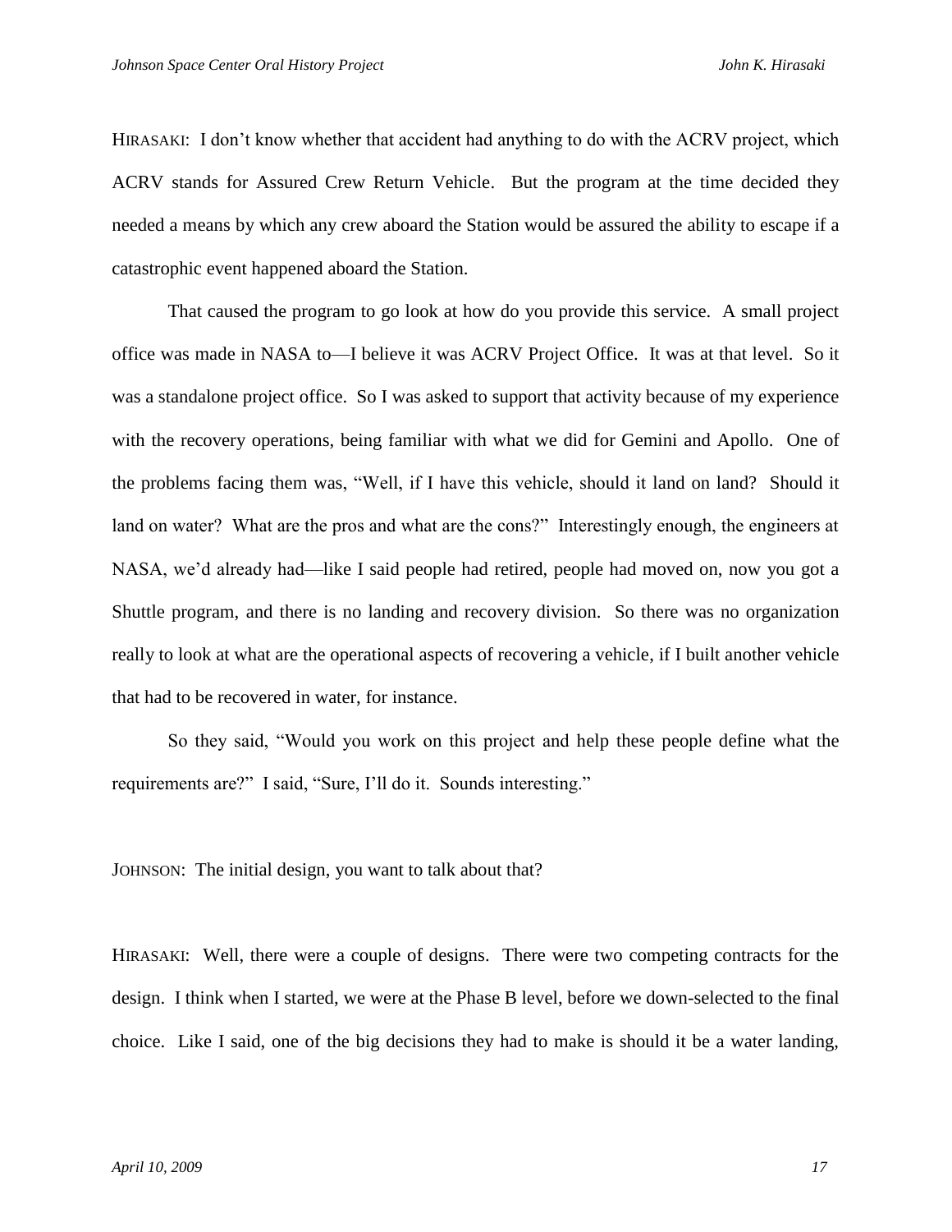HIRASAKI: I don't know whether that accident had anything to do with the ACRV project, which ACRV stands for Assured Crew Return Vehicle. But the program at the time decided they needed a means by which any crew aboard the Station would be assured the ability to escape if a catastrophic event happened aboard the Station.

That caused the program to go look at how do you provide this service. A small project office was made in NASA to—I believe it was ACRV Project Office. It was at that level. So it was a standalone project office. So I was asked to support that activity because of my experience with the recovery operations, being familiar with what we did for Gemini and Apollo. One of the problems facing them was, "Well, if I have this vehicle, should it land on land? Should it land on water? What are the pros and what are the cons?" Interestingly enough, the engineers at NASA, we'd already had—like I said people had retired, people had moved on, now you got a Shuttle program, and there is no landing and recovery division. So there was no organization really to look at what are the operational aspects of recovering a vehicle, if I built another vehicle that had to be recovered in water, for instance.

So they said, "Would you work on this project and help these people define what the requirements are?" I said, "Sure, I'll do it. Sounds interesting."

JOHNSON: The initial design, you want to talk about that?

HIRASAKI: Well, there were a couple of designs. There were two competing contracts for the design. I think when I started, we were at the Phase B level, before we down-selected to the final choice. Like I said, one of the big decisions they had to make is should it be a water landing,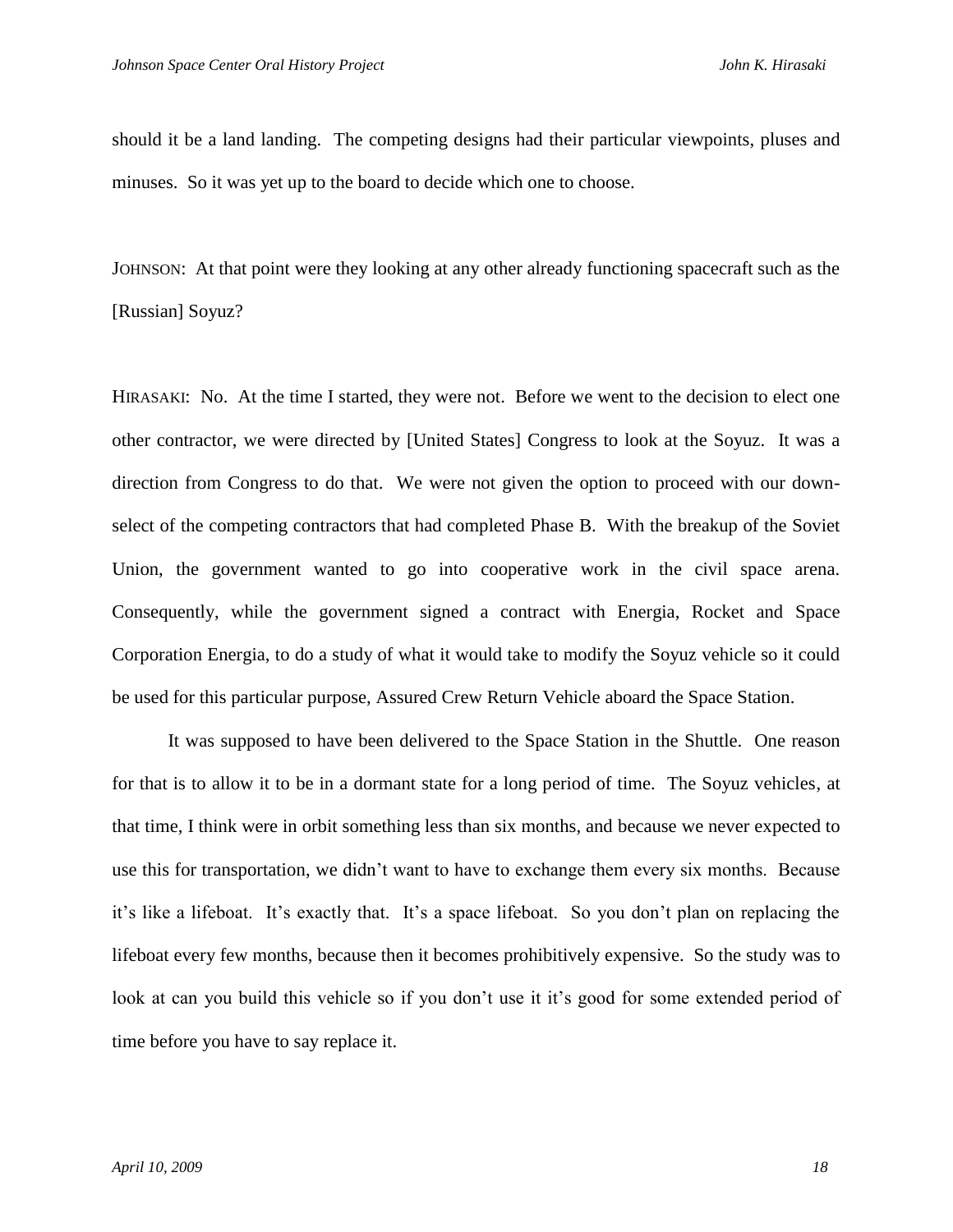should it be a land landing. The competing designs had their particular viewpoints, pluses and minuses. So it was yet up to the board to decide which one to choose.

JOHNSON: At that point were they looking at any other already functioning spacecraft such as the [Russian] Soyuz?

HIRASAKI: No. At the time I started, they were not. Before we went to the decision to elect one other contractor, we were directed by [United States] Congress to look at the Soyuz. It was a direction from Congress to do that. We were not given the option to proceed with our down-select of the competing contractors that had completed Phase B. With the breakup of the Soviet Union, the government wanted to go into cooperative work in the civil space arena. Consequently, while the government signed a contract with Energia, Rocket and Space Corporation Energia, to do a study of what it would take to modify the Soyuz vehicle so it could be used for this particular purpose, Assured Crew Return Vehicle aboard the Space Station.

It was supposed to have been delivered to the Space Station in the Shuttle. One reason for that is to allow it to be in a dormant state for a long period of time. The Soyuz vehicles, at that time, I think were in orbit something less than six months, and because we never expected to use this for transportation, we didn't want to have to exchange them every six months. Because it's like a lifeboat. It's exactly that. It's a space lifeboat. So you don't plan on replacing the lifeboat every few months, because then it becomes prohibitively expensive. So the study was to look at can you build this vehicle so if you don't use it it's good for some extended period of time before you have to say replace it.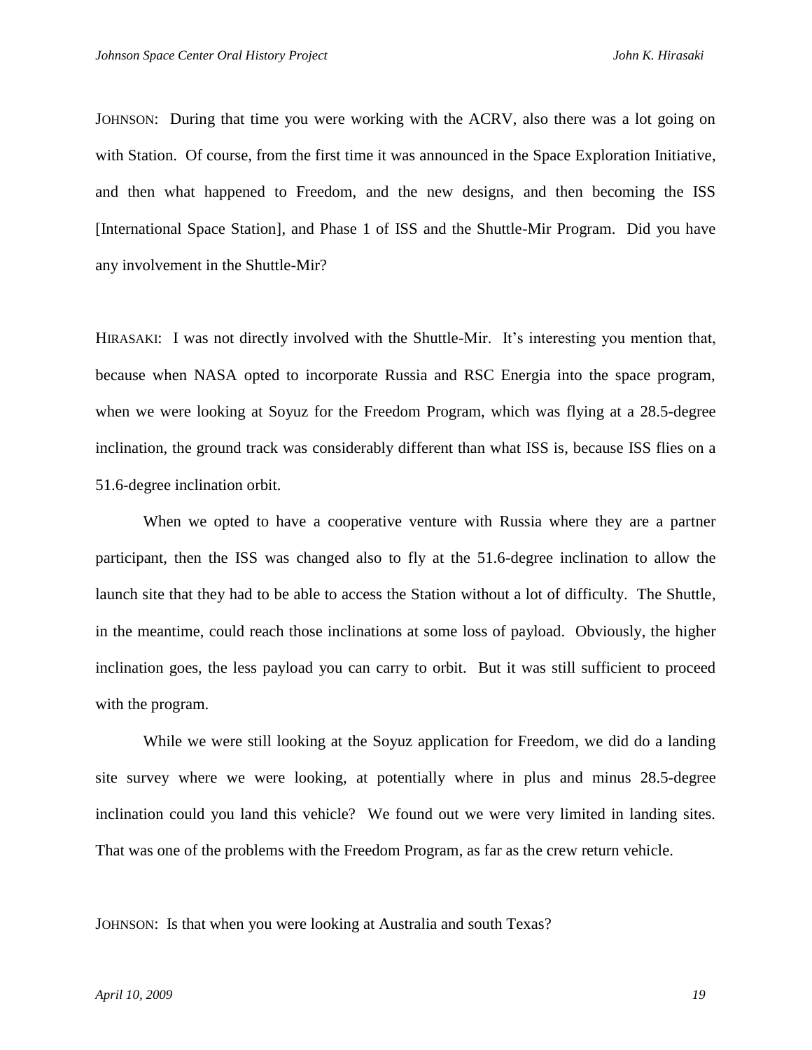JOHNSON: During that time you were working with the ACRV, also there was a lot going on with Station. Of course, from the first time it was announced in the Space Exploration Initiative, and then what happened to Freedom, and the new designs, and then becoming the ISS [International Space Station], and Phase 1 of ISS and the Shuttle-Mir Program. Did you have any involvement in the Shuttle-Mir?

HIRASAKI: I was not directly involved with the Shuttle-Mir. It's interesting you mention that, because when NASA opted to incorporate Russia and RSC Energia into the space program, when we were looking at Soyuz for the Freedom Program, which was flying at a 28.5-degree inclination, the ground track was considerably different than what ISS is, because ISS flies on a 51.6-degree inclination orbit.

When we opted to have a cooperative venture with Russia where they are a partner participant, then the ISS was changed also to fly at the 51.6-degree inclination to allow the launch site that they had to be able to access the Station without a lot of difficulty. The Shuttle, in the meantime, could reach those inclinations at some loss of payload. Obviously, the higher inclination goes, the less payload you can carry to orbit. But it was still sufficient to proceed with the program.

While we were still looking at the Soyuz application for Freedom, we did do a landing site survey where we were looking, at potentially where in plus and minus 28.5-degree inclination could you land this vehicle? We found out we were very limited in landing sites. That was one of the problems with the Freedom Program, as far as the crew return vehicle.

JOHNSON: Is that when you were looking at Australia and south Texas?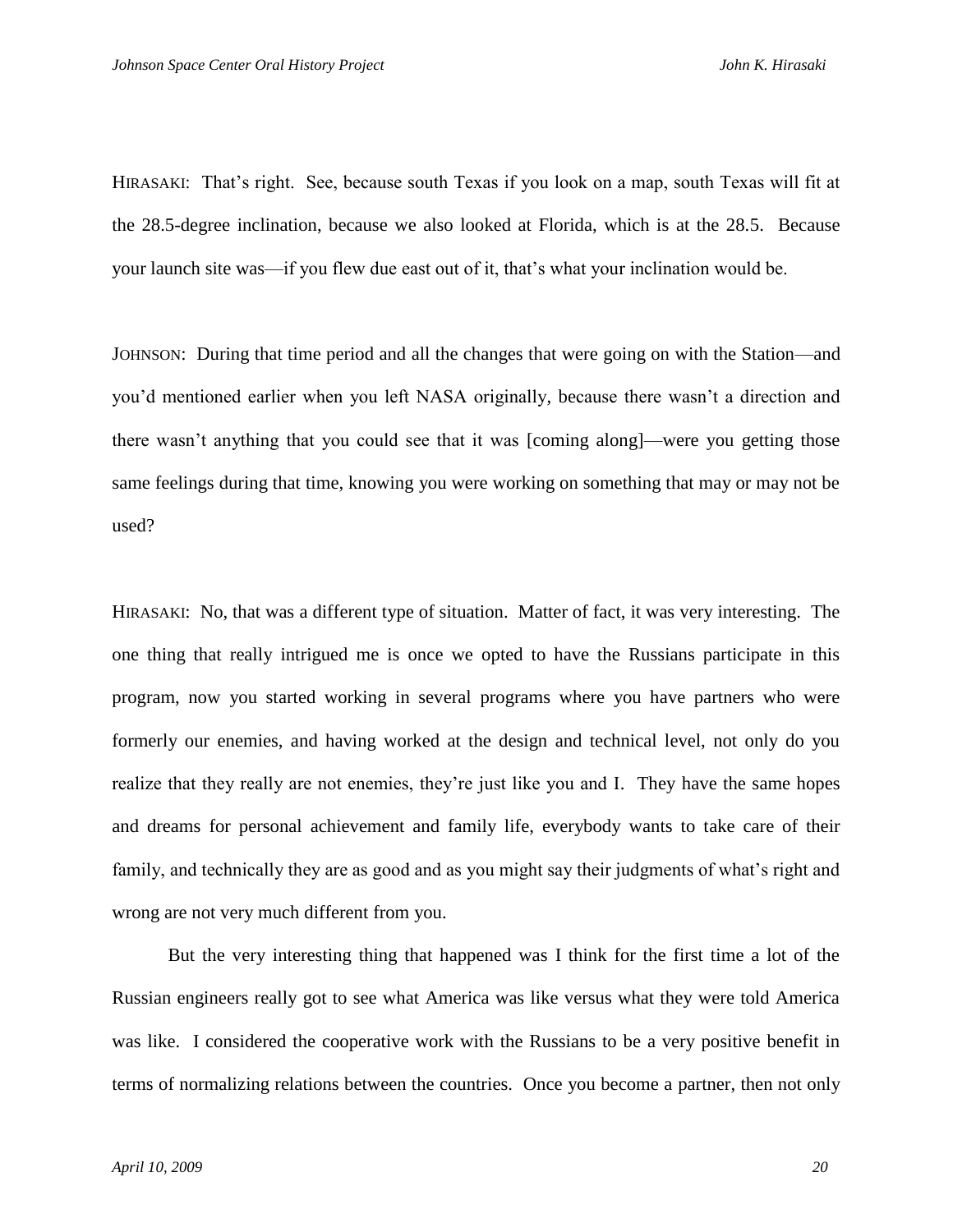HIRASAKI: That's right. See, because south Texas if you look on a map, south Texas will fit at the 28.5-degree inclination, because we also looked at Florida, which is at the 28.5. Because your launch site was—if you flew due east out of it, that's what your inclination would be.

JOHNSON: During that time period and all the changes that were going on with the Station—and you'd mentioned earlier when you left NASA originally, because there wasn't a direction and there wasn't anything that you could see that it was [coming along]—were you getting those same feelings during that time, knowing you were working on something that may or may not be used?

HIRASAKI: No, that was a different type of situation. Matter of fact, it was very interesting. The one thing that really intrigued me is once we opted to have the Russians participate in this program, now you started working in several programs where you have partners who were formerly our enemies, and having worked at the design and technical level, not only do you realize that they really are not enemies, they're just like you and I. They have the same hopes and dreams for personal achievement and family life, everybody wants to take care of their family, and technically they are as good and as you might say their judgments of what's right and wrong are not very much different from you.

But the very interesting thing that happened was I think for the first time a lot of the Russian engineers really got to see what America was like versus what they were told America was like. I considered the cooperative work with the Russians to be a very positive benefit in terms of normalizing relations between the countries. Once you become a partner, then not only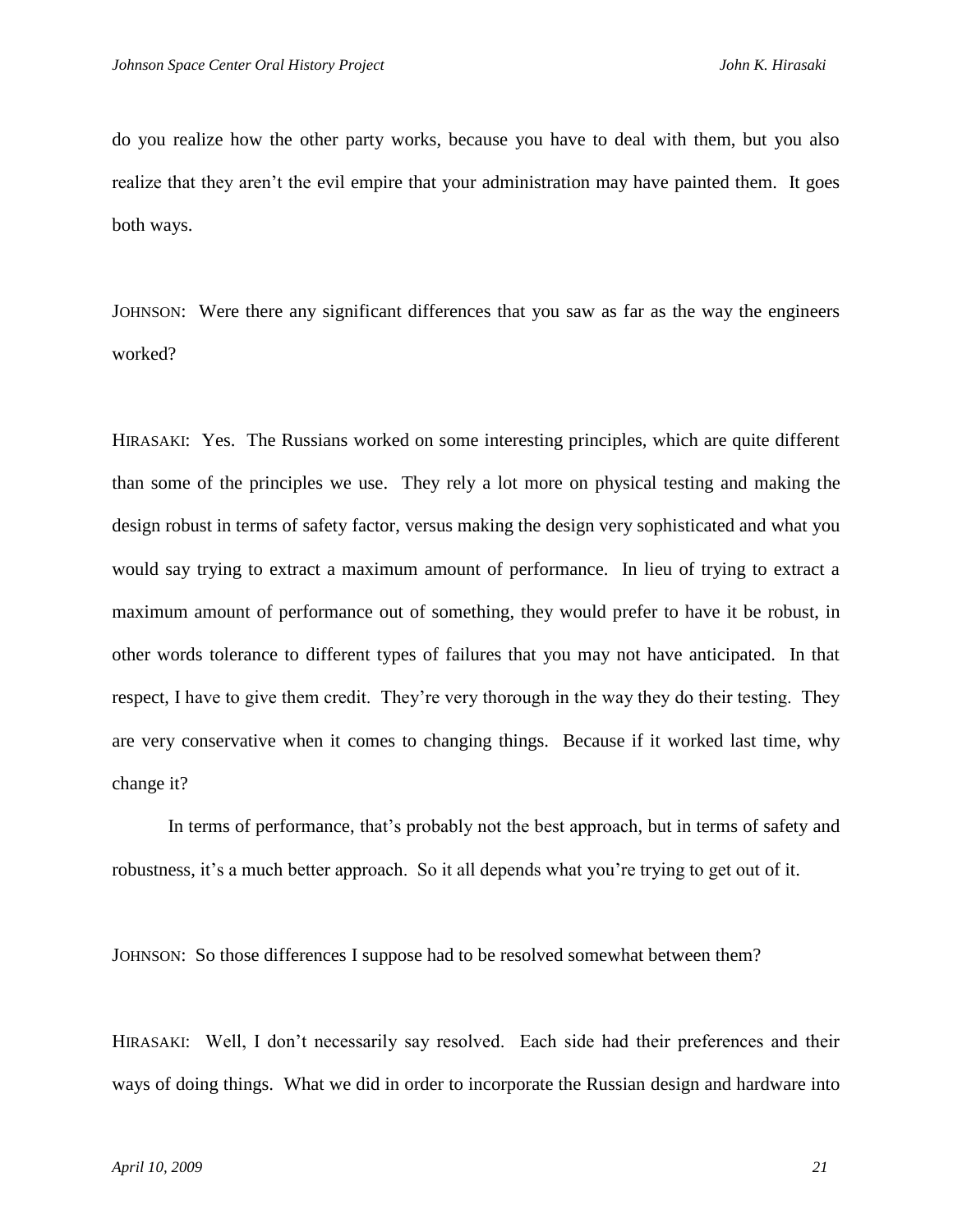do you realize how the other party works, because you have to deal with them, but you also realize that they aren't the evil empire that your administration may have painted them. It goes both ways.

JOHNSON: Were there any significant differences that you saw as far as the way the engineers worked?

HIRASAKI: Yes. The Russians worked on some interesting principles, which are quite different than some of the principles we use. They rely a lot more on physical testing and making the design robust in terms of safety factor, versus making the design very sophisticated and what you would say trying to extract a maximum amount of performance. In lieu of trying to extract a maximum amount of performance out of something, they would prefer to have it be robust, in other words tolerance to different types of failures that you may not have anticipated. In that respect, I have to give them credit. They're very thorough in the way they do their testing. They are very conservative when it comes to changing things. Because if it worked last time, why change it?

In terms of performance, that's probably not the best approach, but in terms of safety and robustness, it's a much better approach. So it all depends what you're trying to get out of it.

JOHNSON: So those differences I suppose had to be resolved somewhat between them?

HIRASAKI: Well, I don't necessarily say resolved. Each side had their preferences and their ways of doing things. What we did in order to incorporate the Russian design and hardware into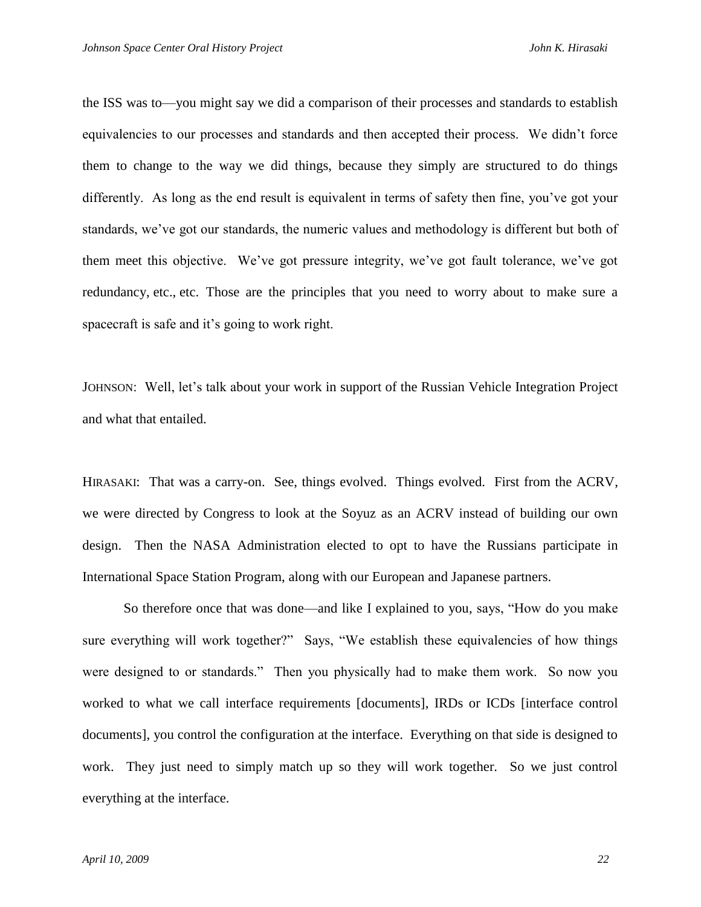the ISS was to—you might say we did a comparison of their processes and standards to establish equivalencies to our processes and standards and then accepted their process. We didn't force them to change to the way we did things, because they simply are structured to do things differently. As long as the end result is equivalent in terms of safety then fine, you've got your standards, we've got our standards, the numeric values and methodology is different but both of them meet this objective. We've got pressure integrity, we've got fault tolerance, we've got redundancy, etc., etc. Those are the principles that you need to worry about to make sure a spacecraft is safe and it's going to work right.

JOHNSON: Well, let's talk about your work in support of the Russian Vehicle Integration Project and what that entailed.

HIRASAKI: That was a carry-on. See, things evolved. Things evolved. First from the ACRV, we were directed by Congress to look at the Soyuz as an ACRV instead of building our own design. Then the NASA Administration elected to opt to have the Russians participate in International Space Station Program, along with our European and Japanese partners.

So therefore once that was done—and like I explained to you, says, "How do you make sure everything will work together?" Says, "We establish these equivalencies of how things were designed to or standards." Then you physically had to make them work. So now you worked to what we call interface requirements [documents], IRDs or ICDs [interface control documents], you control the configuration at the interface. Everything on that side is designed to work. They just need to simply match up so they will work together. So we just control everything at the interface.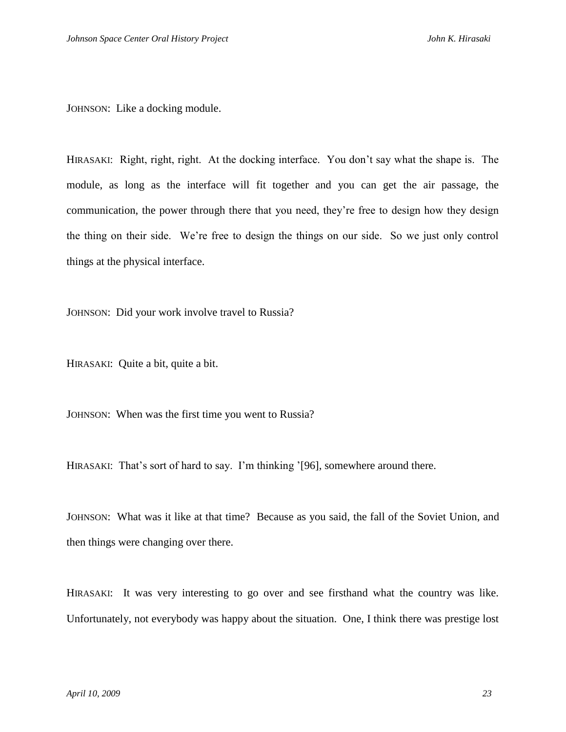JOHNSON: Like a docking module.

HIRASAKI: Right, right, right. At the docking interface. You don't say what the shape is. The module, as long as the interface will fit together and you can get the air passage, the communication, the power through there that you need, they're free to design how they design the thing on their side. We're free to design the things on our side. So we just only control things at the physical interface.

JOHNSON: Did your work involve travel to Russia?

HIRASAKI: Quite a bit, quite a bit.

JOHNSON: When was the first time you went to Russia?

HIRASAKI: That's sort of hard to say. I'm thinking '[96], somewhere around there.

JOHNSON: What was it like at that time? Because as you said, the fall of the Soviet Union, and then things were changing over there.

HIRASAKI: It was very interesting to go over and see firsthand what the country was like. Unfortunately, not everybody was happy about the situation. One, I think there was prestige lost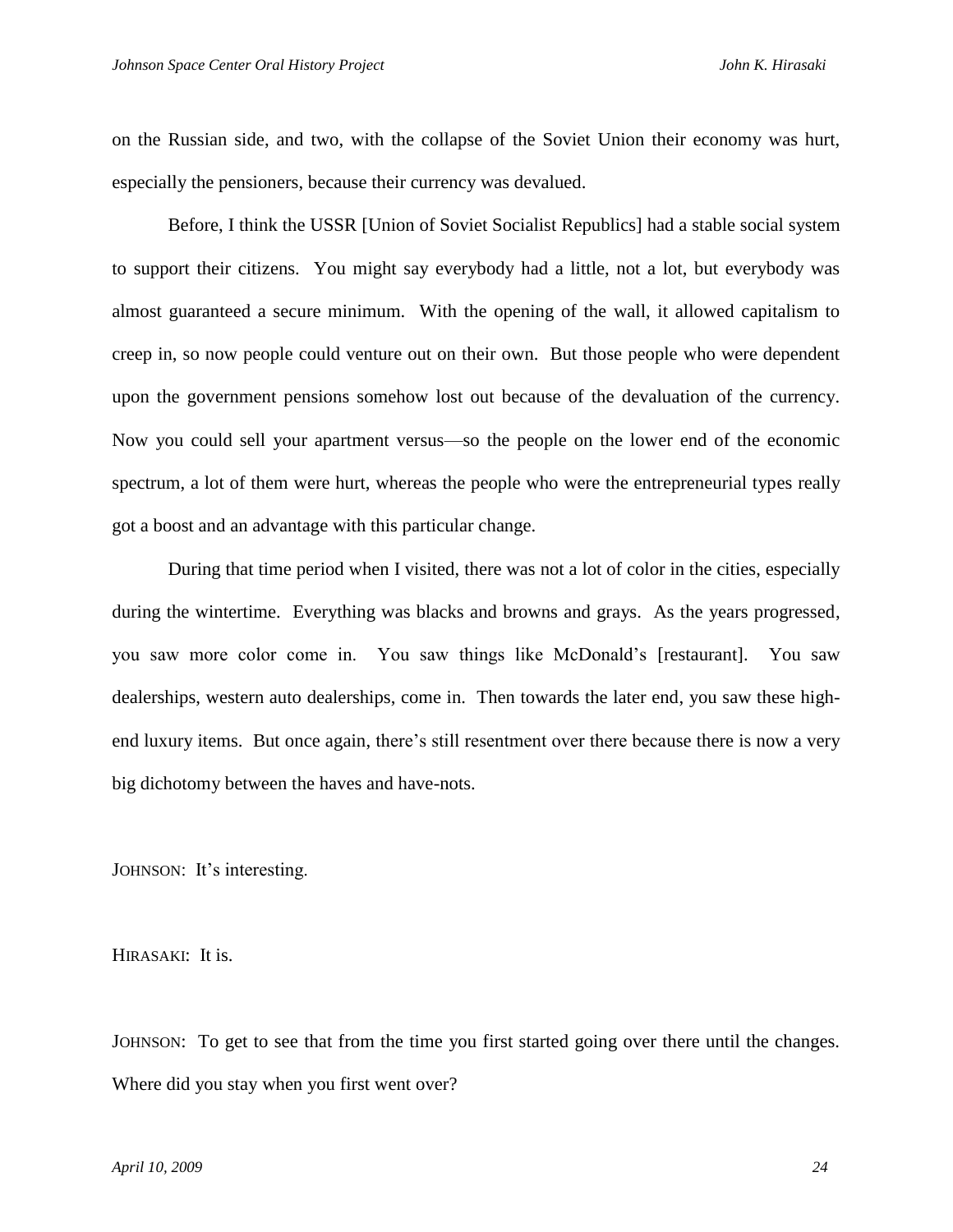on the Russian side, and two, with the collapse of the Soviet Union their economy was hurt, especially the pensioners, because their currency was devalued.

Before, I think the USSR [Union of Soviet Socialist Republics] had a stable social system to support their citizens. You might say everybody had a little, not a lot, but everybody was almost guaranteed a secure minimum. With the opening of the wall, it allowed capitalism to creep in, so now people could venture out on their own. But those people who were dependent upon the government pensions somehow lost out because of the devaluation of the currency. Now you could sell your apartment versus—so the people on the lower end of the economic spectrum, a lot of them were hurt, whereas the people who were the entrepreneurial types really got a boost and an advantage with this particular change.

During that time period when I visited, there was not a lot of color in the cities, especially during the wintertime. Everything was blacks and browns and grays. As the years progressed, you saw more color come in. You saw things like McDonald's [restaurant]. You saw dealerships, western auto dealerships, come in. Then towards the later end, you saw these high-end luxury items. But once again, there's still resentment over there because there is now a very big dichotomy between the haves and have-nots.

JOHNSON: It's interesting.

HIRASAKI: It is.

JOHNSON: To get to see that from the time you first started going over there until the changes. Where did you stay when you first went over?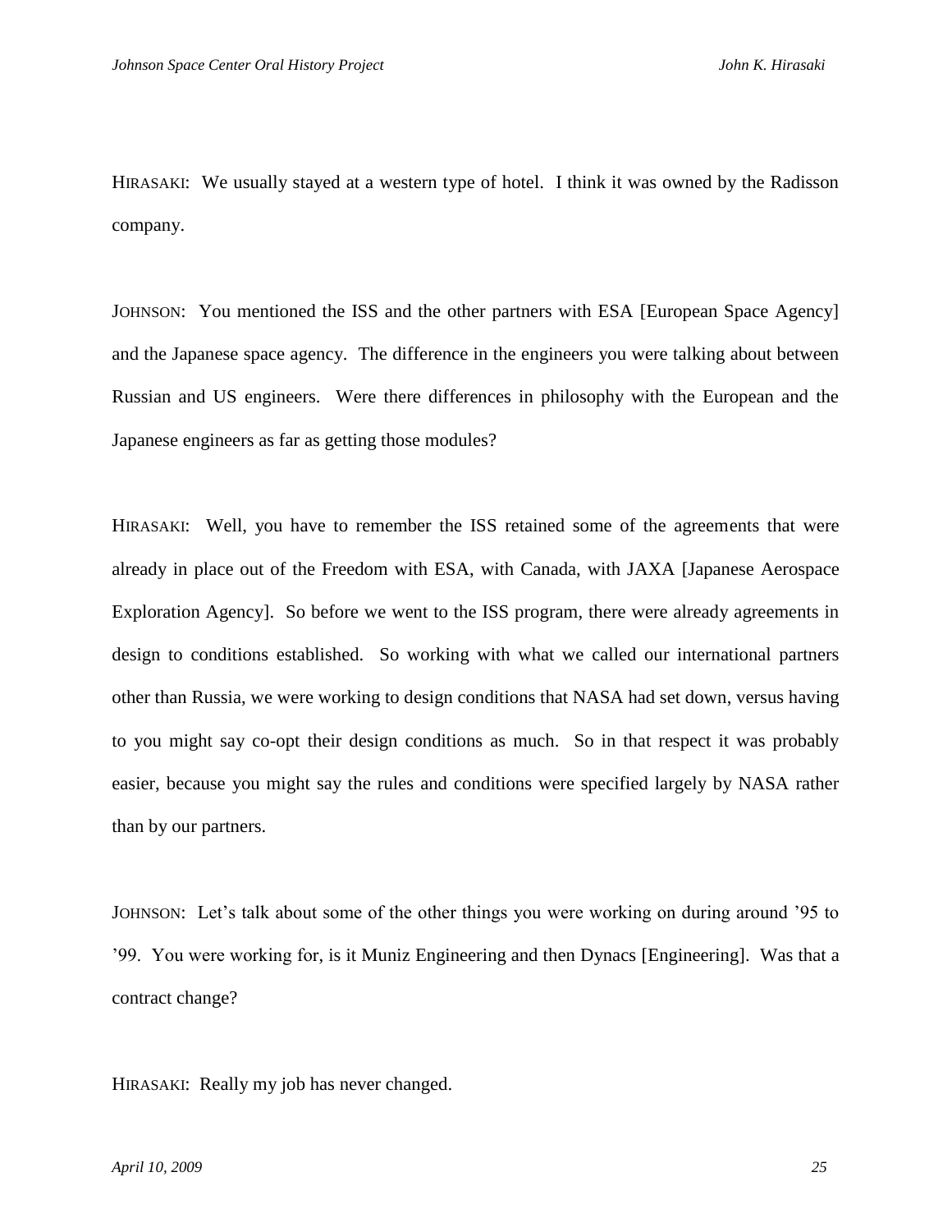HIRASAKI: We usually stayed at a western type of hotel. I think it was owned by the Radisson company.

JOHNSON: You mentioned the ISS and the other partners with ESA [European Space Agency] and the Japanese space agency. The difference in the engineers you were talking about between Russian and US engineers. Were there differences in philosophy with the European and the Japanese engineers as far as getting those modules?

HIRASAKI: Well, you have to remember the ISS retained some of the agreements that were already in place out of the Freedom with ESA, with Canada, with JAXA [Japanese Aerospace Exploration Agency]. So before we went to the ISS program, there were already agreements in design to conditions established. So working with what we called our international partners other than Russia, we were working to design conditions that NASA had set down, versus having to you might say co-opt their design conditions as much. So in that respect it was probably easier, because you might say the rules and conditions were specified largely by NASA rather than by our partners.

JOHNSON: Let's talk about some of the other things you were working on during around '95 to '99. You were working for, is it Muniz Engineering and then Dynacs [Engineering]. Was that a contract change?

HIRASAKI: Really my job has never changed.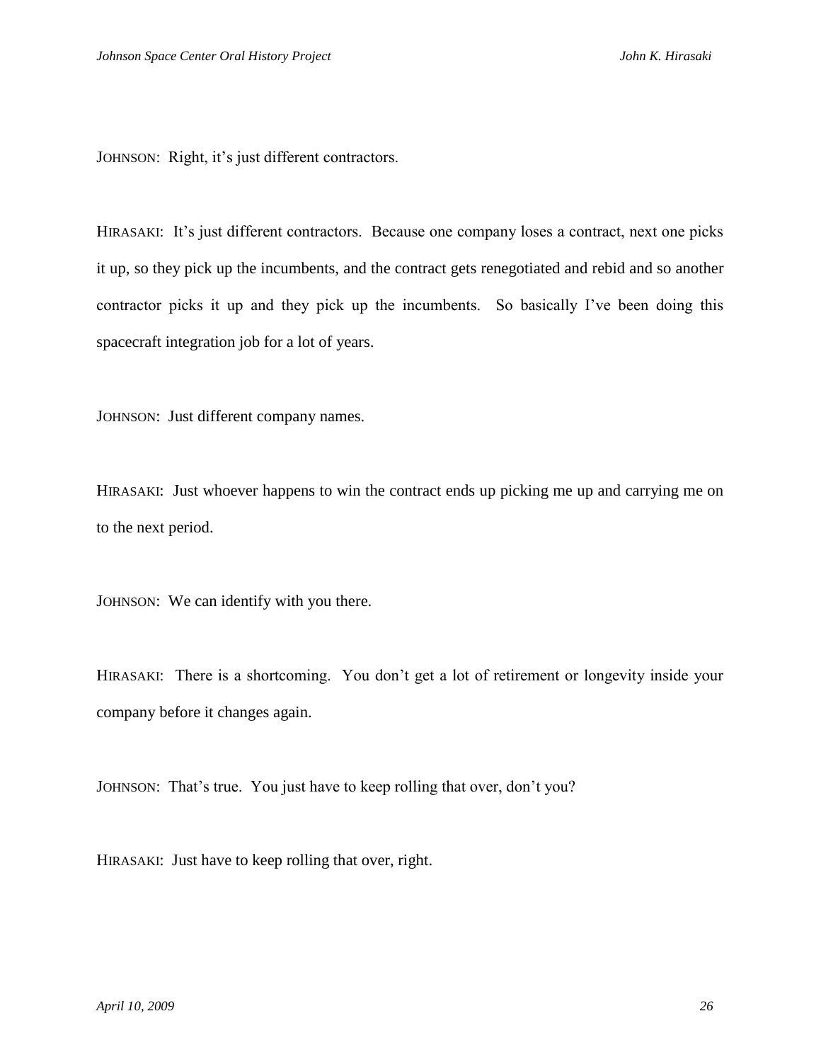JOHNSON: Right, it's just different contractors.

HIRASAKI: It's just different contractors. Because one company loses a contract, next one picks it up, so they pick up the incumbents, and the contract gets renegotiated and rebid and so another contractor picks it up and they pick up the incumbents. So basically I've been doing this spacecraft integration job for a lot of years.

JOHNSON: Just different company names.

HIRASAKI: Just whoever happens to win the contract ends up picking me up and carrying me on to the next period.

JOHNSON: We can identify with you there.

HIRASAKI: There is a shortcoming. You don't get a lot of retirement or longevity inside your company before it changes again.

JOHNSON: That's true. You just have to keep rolling that over, don't you?

HIRASAKI: Just have to keep rolling that over, right.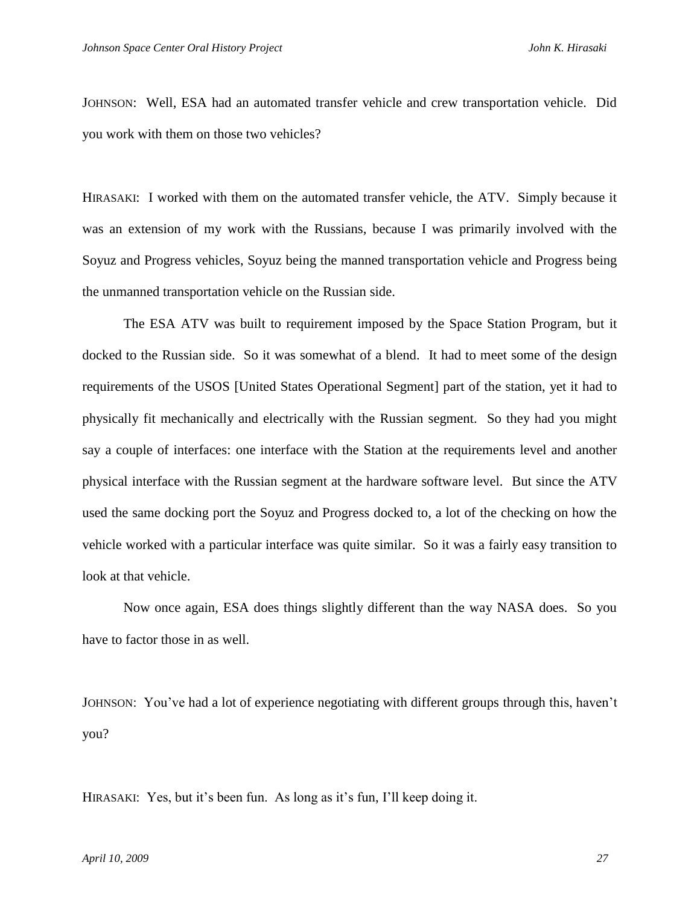JOHNSON: Well, ESA had an automated transfer vehicle and crew transportation vehicle. Did you work with them on those two vehicles?

HIRASAKI: I worked with them on the automated transfer vehicle, the ATV. Simply because it was an extension of my work with the Russians, because I was primarily involved with the Soyuz and Progress vehicles, Soyuz being the manned transportation vehicle and Progress being the unmanned transportation vehicle on the Russian side.

The ESA ATV was built to requirement imposed by the Space Station Program, but it docked to the Russian side. So it was somewhat of a blend. It had to meet some of the design requirements of the USOS [United States Operational Segment] part of the station, yet it had to physically fit mechanically and electrically with the Russian segment. So they had you might say a couple of interfaces: one interface with the Station at the requirements level and another physical interface with the Russian segment at the hardware software level. But since the ATV used the same docking port the Soyuz and Progress docked to, a lot of the checking on how the vehicle worked with a particular interface was quite similar. So it was a fairly easy transition to look at that vehicle.

Now once again, ESA does things slightly different than the way NASA does. So you have to factor those in as well.

JOHNSON: You've had a lot of experience negotiating with different groups through this, haven't you?

HIRASAKI: Yes, but it's been fun. As long as it's fun, I'll keep doing it.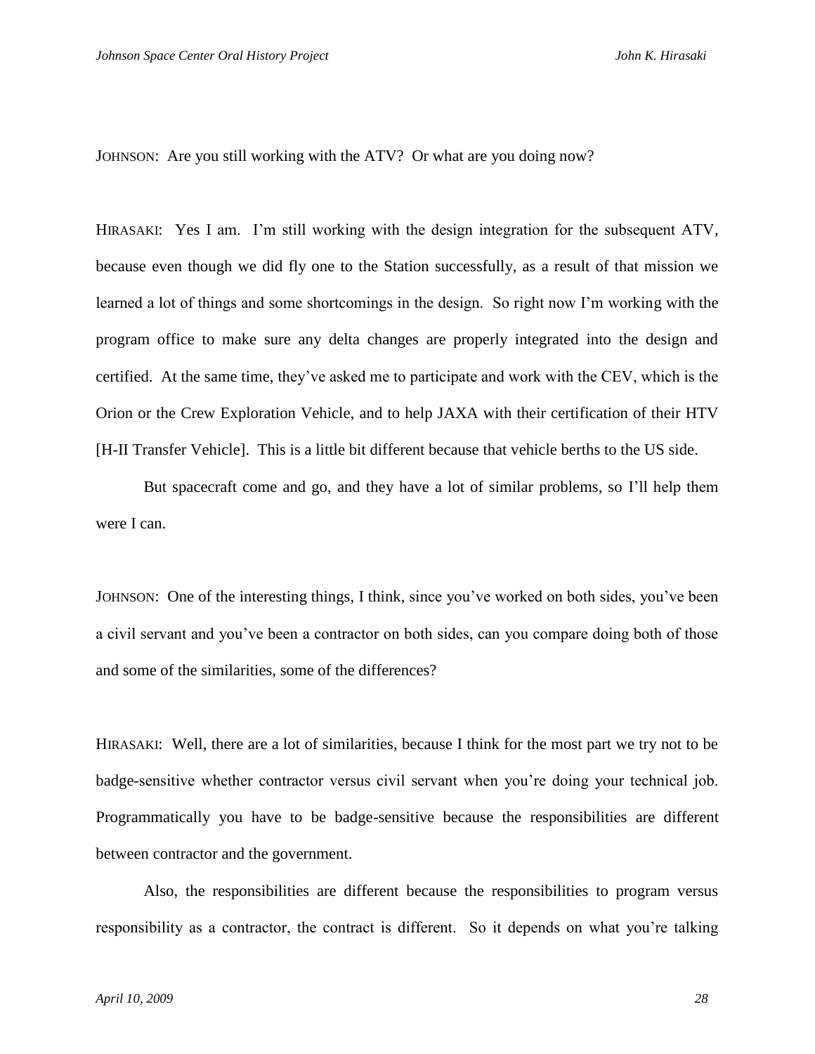JOHNSON: Are you still working with the ATV? Or what are you doing now?

HIRASAKI: Yes I am. I'm still working with the design integration for the subsequent ATV, because even though we did fly one to the Station successfully, as a result of that mission we learned a lot of things and some shortcomings in the design. So right now I'm working with the program office to make sure any delta changes are properly integrated into the design and certified. At the same time, they've asked me to participate and work with the CEV, which is the Orion or the Crew Exploration Vehicle, and to help JAXA with their certification of their HTV [H-II Transfer Vehicle]. This is a little bit different because that vehicle berths to the US side.

But spacecraft come and go, and they have a lot of similar problems, so I'll help them were I can.

JOHNSON: One of the interesting things, I think, since you've worked on both sides, you've been a civil servant and you've been a contractor on both sides, can you compare doing both of those and some of the similarities, some of the differences?

HIRASAKI: Well, there are a lot of similarities, because I think for the most part we try not to be badge-sensitive whether contractor versus civil servant when you're doing your technical job. Programmatically you have to be badge-sensitive because the responsibilities are different between contractor and the government.

Also, the responsibilities are different because the responsibilities to program versus responsibility as a contractor, the contract is different. So it depends on what you're talking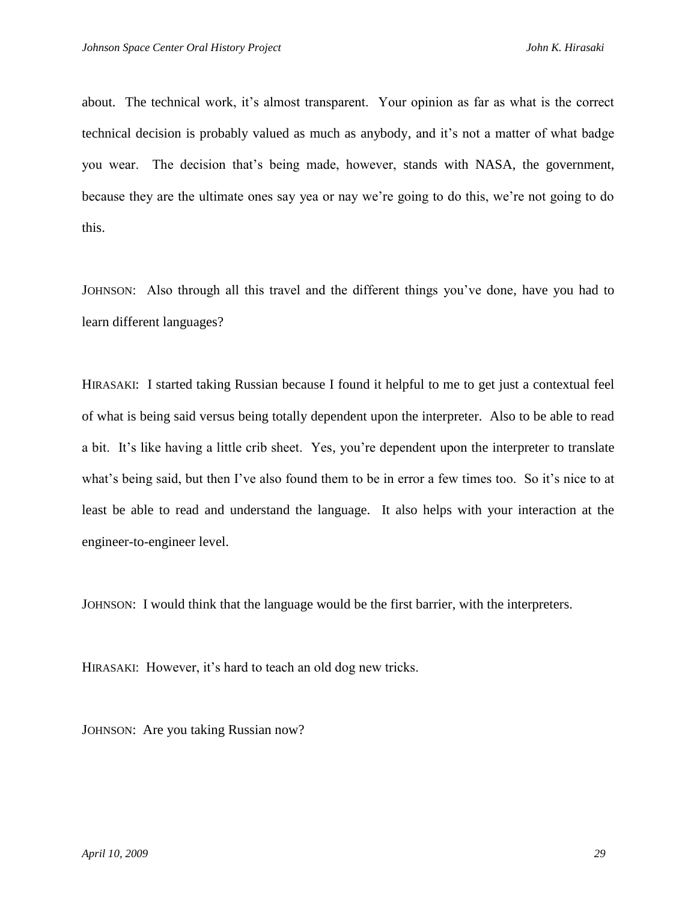about. The technical work, it's almost transparent. Your opinion as far as what is the correct technical decision is probably valued as much as anybody, and it's not a matter of what badge you wear. The decision that's being made, however, stands with NASA, the government, because they are the ultimate ones say yea or nay we're going to do this, we're not going to do this.

JOHNSON: Also through all this travel and the different things you've done, have you had to learn different languages?

HIRASAKI: I started taking Russian because I found it helpful to me to get just a contextual feel of what is being said versus being totally dependent upon the interpreter. Also to be able to read a bit. It's like having a little crib sheet. Yes, you're dependent upon the interpreter to translate what's being said, but then I've also found them to be in error a few times too. So it's nice to at least be able to read and understand the language. It also helps with your interaction at the engineer-to-engineer level.

JOHNSON: I would think that the language would be the first barrier, with the interpreters.

HIRASAKI: However, it's hard to teach an old dog new tricks.

JOHNSON: Are you taking Russian now?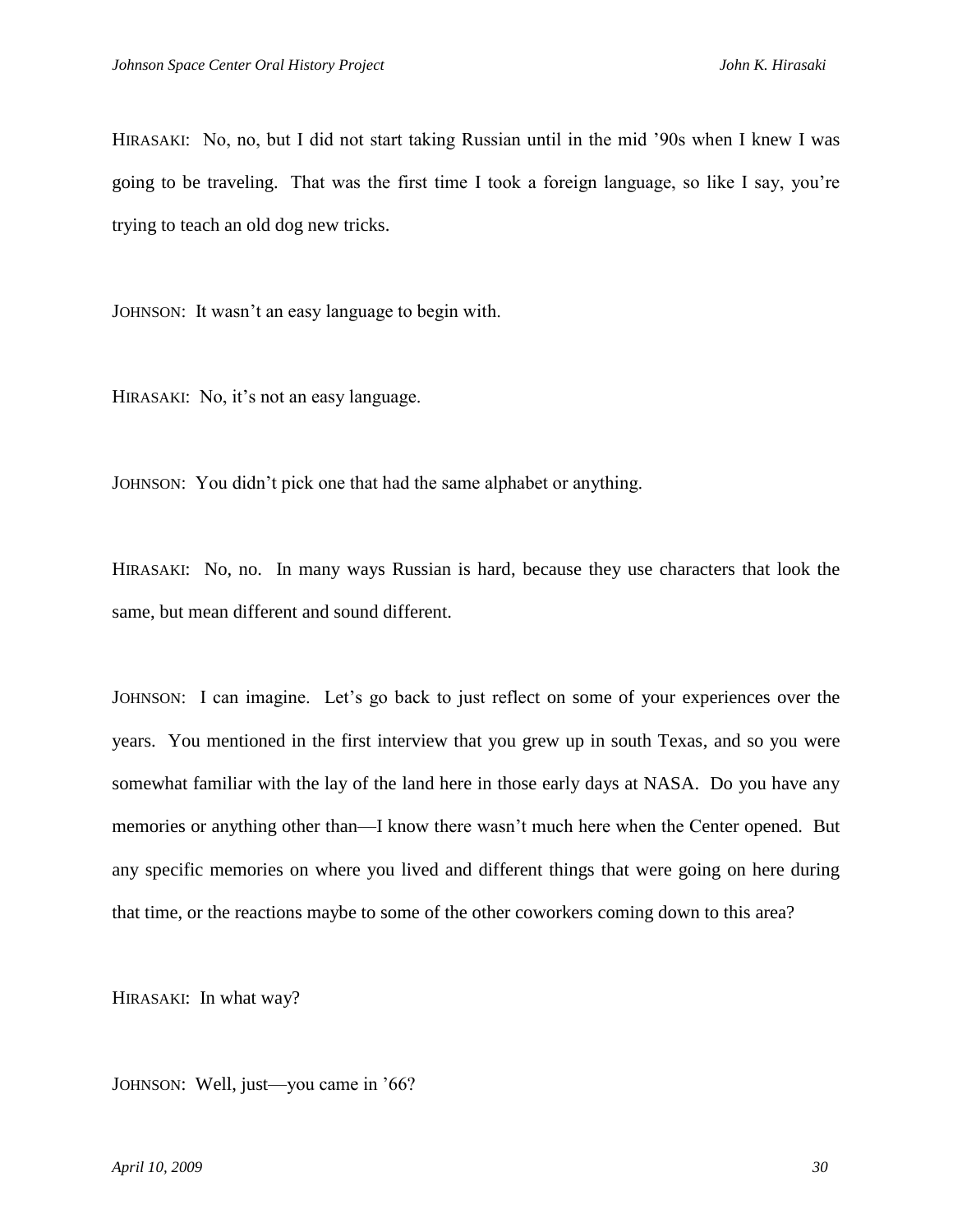HIRASAKI: No, no, but I did not start taking Russian until in the mid '90s when I knew I was going to be traveling. That was the first time I took a foreign language, so like I say, you're trying to teach an old dog new tricks.

JOHNSON: It wasn't an easy language to begin with.

HIRASAKI: No, it's not an easy language.

JOHNSON: You didn't pick one that had the same alphabet or anything.

HIRASAKI: No, no. In many ways Russian is hard, because they use characters that look the same, but mean different and sound different.

JOHNSON: I can imagine. Let's go back to just reflect on some of your experiences over the years. You mentioned in the first interview that you grew up in south Texas, and so you were somewhat familiar with the lay of the land here in those early days at NASA. Do you have any memories or anything other than—I know there wasn't much here when the Center opened. But any specific memories on where you lived and different things that were going on here during that time, or the reactions maybe to some of the other coworkers coming down to this area?

HIRASAKI: In what way?

JOHNSON: Well, just—you came in '66?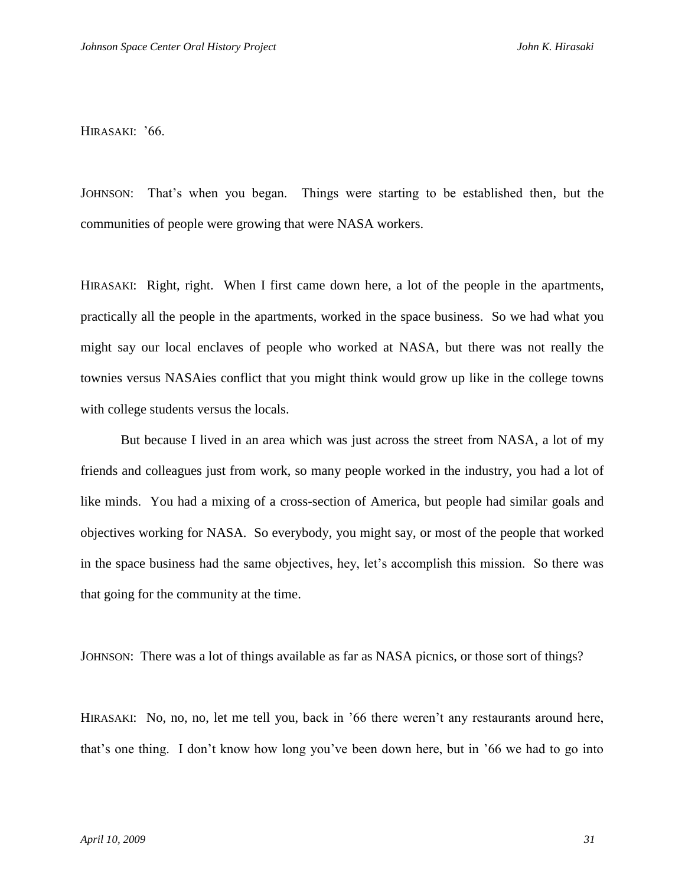HIRASAKI: '66.

JOHNSON: That's when you began. Things were starting to be established then, but the communities of people were growing that were NASA workers.

HIRASAKI: Right, right. When I first came down here, a lot of the people in the apartments, practically all the people in the apartments, worked in the space business. So we had what you might say our local enclaves of people who worked at NASA, but there was not really the townies versus NASAies conflict that you might think would grow up like in the college towns with college students versus the locals.

But because I lived in an area which was just across the street from NASA, a lot of my friends and colleagues just from work, so many people worked in the industry, you had a lot of like minds. You had a mixing of a cross-section of America, but people had similar goals and objectives working for NASA. So everybody, you might say, or most of the people that worked in the space business had the same objectives, hey, let's accomplish this mission. So there was that going for the community at the time.

JOHNSON: There was a lot of things available as far as NASA picnics, or those sort of things?

HIRASAKI: No, no, no, let me tell you, back in '66 there weren't any restaurants around here, that's one thing. I don't know how long you've been down here, but in '66 we had to go into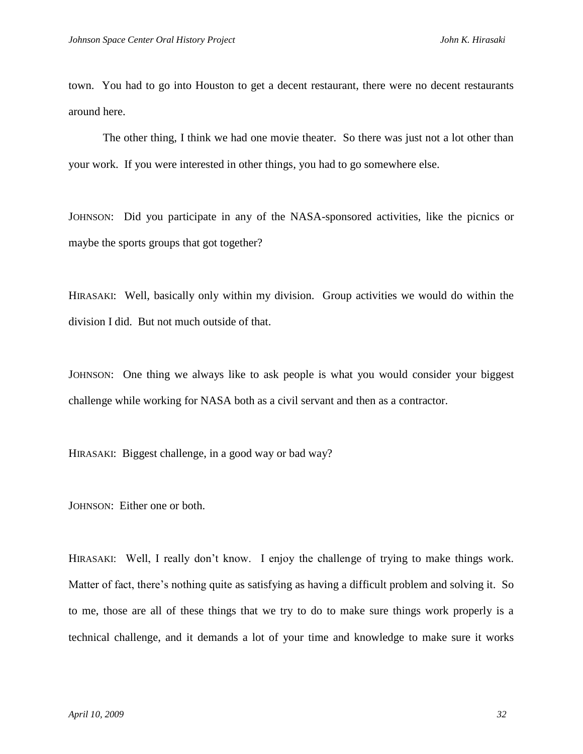town. You had to go into Houston to get a decent restaurant, there were no decent restaurants around here.

The other thing, I think we had one movie theater. So there was just not a lot other than your work. If you were interested in other things, you had to go somewhere else.

JOHNSON: Did you participate in any of the NASA-sponsored activities, like the picnics or maybe the sports groups that got together?

HIRASAKI: Well, basically only within my division. Group activities we would do within the division I did. But not much outside of that.

JOHNSON: One thing we always like to ask people is what you would consider your biggest challenge while working for NASA both as a civil servant and then as a contractor.

HIRASAKI: Biggest challenge, in a good way or bad way?

JOHNSON: Either one or both.

HIRASAKI: Well, I really don't know. I enjoy the challenge of trying to make things work. Matter of fact, there's nothing quite as satisfying as having a difficult problem and solving it. So to me, those are all of these things that we try to do to make sure things work properly is a technical challenge, and it demands a lot of your time and knowledge to make sure it works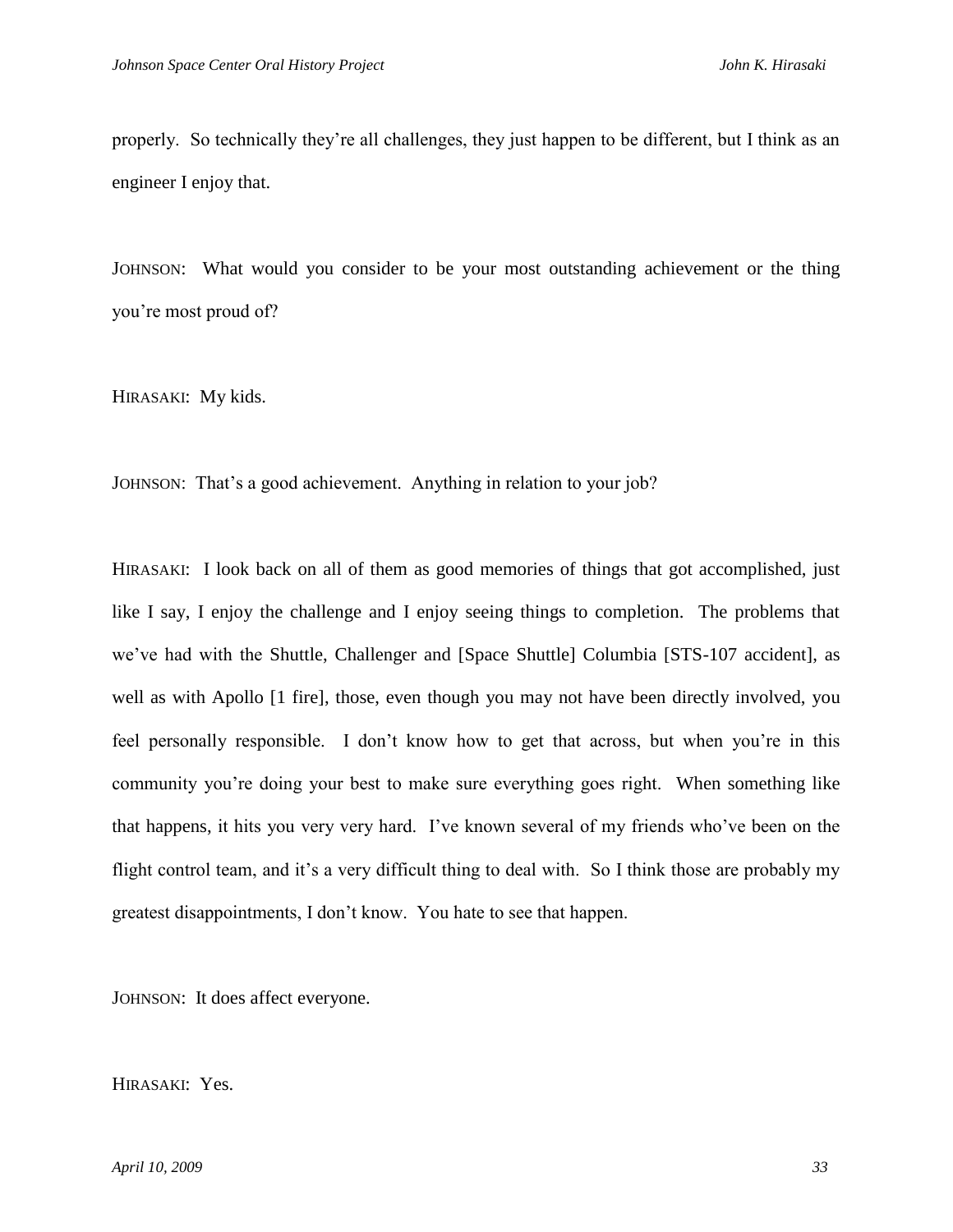properly. So technically they're all challenges, they just happen to be different, but I think as an engineer I enjoy that.

JOHNSON: What would you consider to be your most outstanding achievement or the thing you're most proud of?

HIRASAKI: My kids.

JOHNSON: That's a good achievement. Anything in relation to your job?

HIRASAKI: I look back on all of them as good memories of things that got accomplished, just like I say, I enjoy the challenge and I enjoy seeing things to completion. The problems that we've had with the Shuttle, Challenger and [Space Shuttle] Columbia [STS-107 accident], as well as with Apollo [1 fire], those, even though you may not have been directly involved, you feel personally responsible. I don't know how to get that across, but when you're in this community you're doing your best to make sure everything goes right. When something like that happens, it hits you very very hard. I've known several of my friends who've been on the flight control team, and it's a very difficult thing to deal with. So I think those are probably my greatest disappointments, I don't know. You hate to see that happen.

JOHNSON: It does affect everyone.

HIRASAKI: Yes.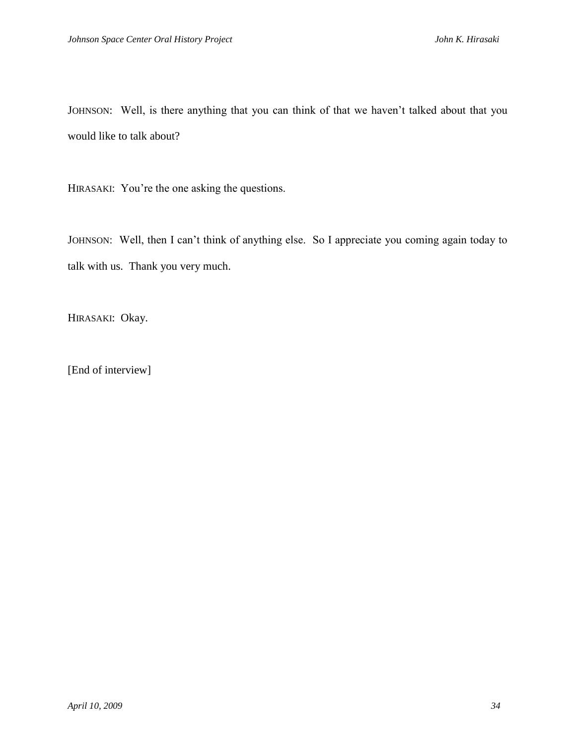JOHNSON: Well, is there anything that you can think of that we haven't talked about that you would like to talk about?

HIRASAKI: You're the one asking the questions.

JOHNSON: Well, then I can't think of anything else. So I appreciate you coming again today to talk with us. Thank you very much.

HIRASAKI: Okay.

[End of interview]